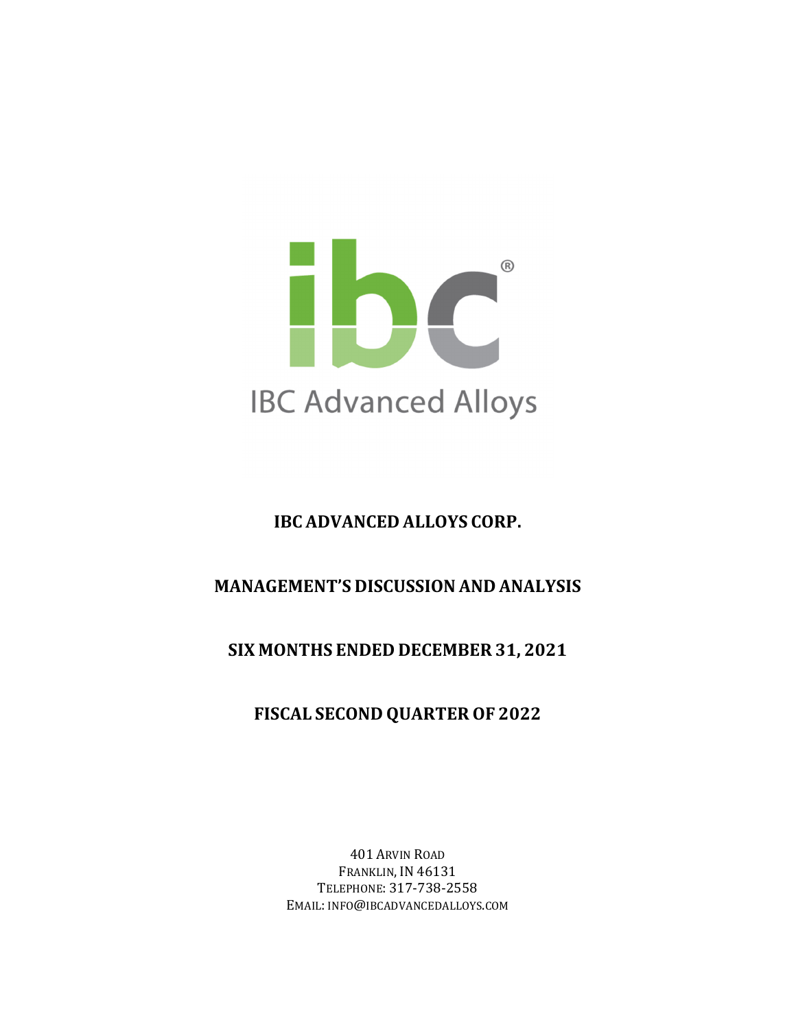IBC Advanced Alloys

# IBC ADVANCED ALLOYS CORP.

## MANAGEMENT'S DISCUSSION AND ANALYSIS

## SIX MONTHS ENDED DECEMBER 31, 2021

## FISCAL SECOND QUARTER OF 2022

401 ARVIN ROAD
FRANKLIN, IN 46131
TELEPHONE: 317-738-2558
EMAIL: INFO@IBCADVANCEDALLOYS.COM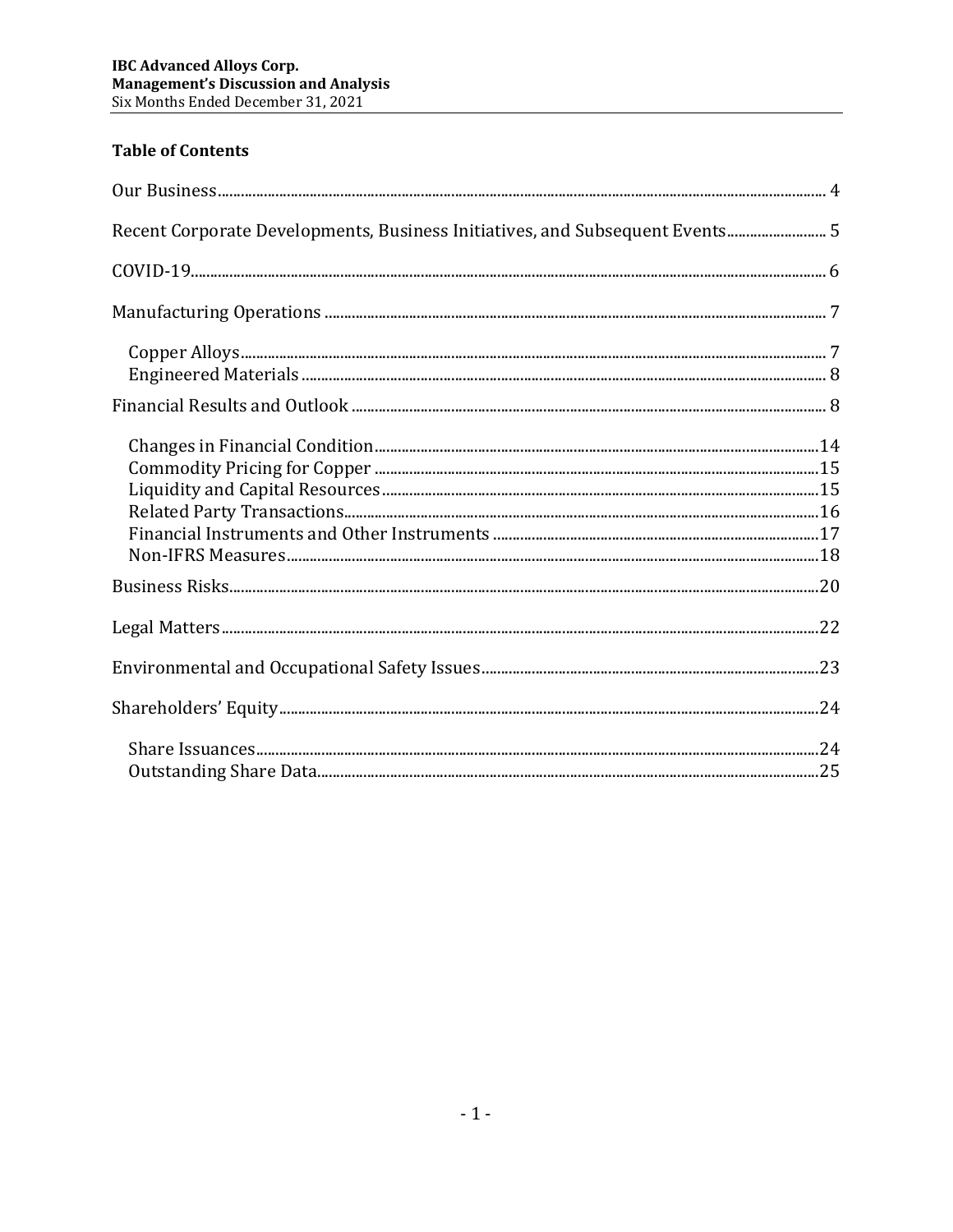## Table of Contents

Our Business ........ 4

Recent Corporate Developments, Business Initiatives, and Subsequent Events ........ 5

COVID-19 ........ 6

Manufacturing Operations ........ 7

- Copper Alloys ........ 7
- Engineered Materials ........ 8

Financial Results and Outlook ........ 8

- Changes in Financial Condition ........ 14
- Commodity Pricing for Copper ........ 15
- Liquidity and Capital Resources ........ 15
- Related Party Transactions ........ 16
- Financial Instruments and Other Instruments ........ 17
- Non-IFRS Measures ........ 18

Business Risks ........ 20

Legal Matters ........ 22

Environmental and Occupational Safety Issues ........ 23

Shareholders' Equity ........ 24

- Share Issuances ........ 24
- Outstanding Share Data ........ 25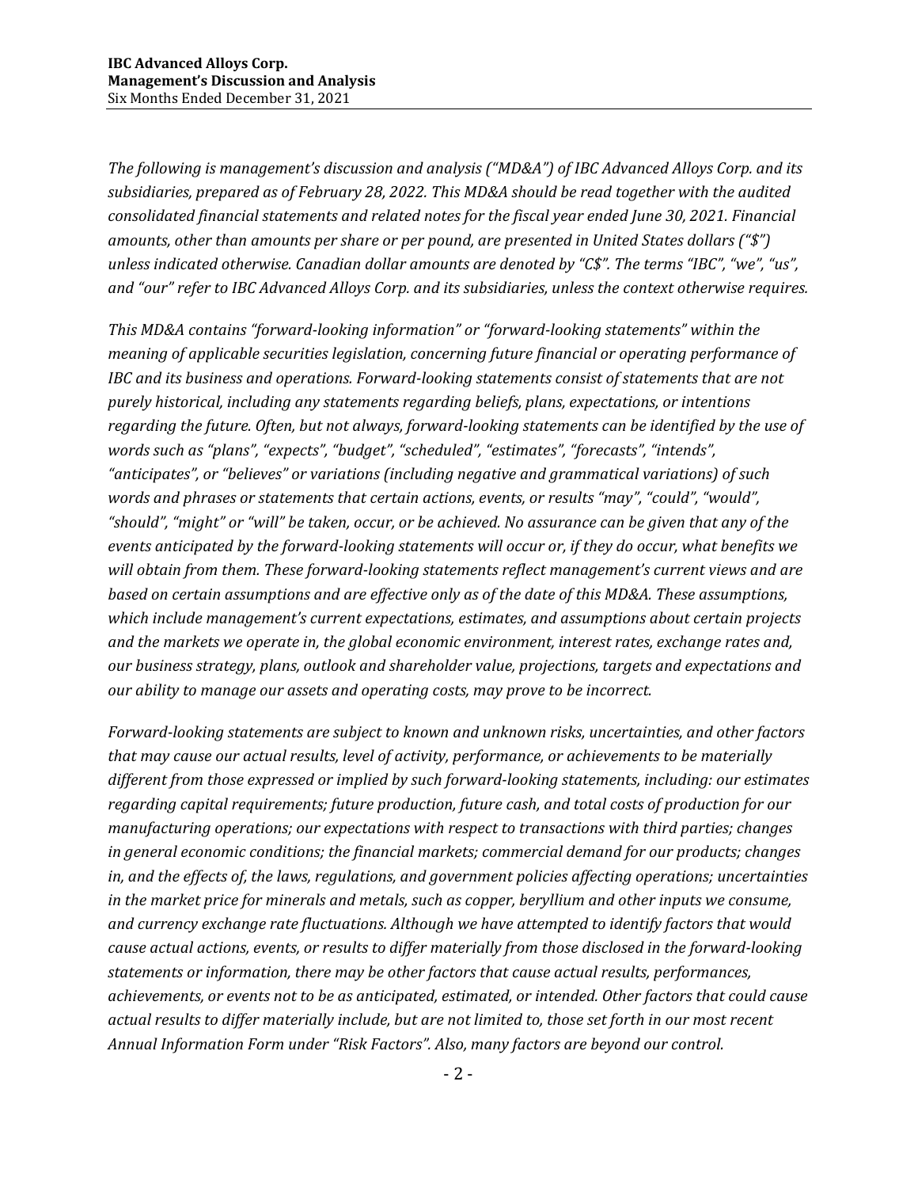*The following is management's discussion and analysis ("MD&A") of IBC Advanced Alloys Corp. and its subsidiaries, prepared as of February 28, 2022. This MD&A should be read together with the audited consolidated financial statements and related notes for the fiscal year ended June 30, 2021. Financial amounts, other than amounts per share or per pound, are presented in United States dollars ("$") unless indicated otherwise. Canadian dollar amounts are denoted by "C$". The terms "IBC", "we", "us", and "our" refer to IBC Advanced Alloys Corp. and its subsidiaries, unless the context otherwise requires.*

*This MD&A contains "forward-looking information" or "forward-looking statements" within the meaning of applicable securities legislation, concerning future financial or operating performance of IBC and its business and operations. Forward-looking statements consist of statements that are not purely historical, including any statements regarding beliefs, plans, expectations, or intentions regarding the future. Often, but not always, forward-looking statements can be identified by the use of words such as "plans", "expects", "budget", "scheduled", "estimates", "forecasts", "intends", "anticipates", or "believes" or variations (including negative and grammatical variations) of such words and phrases or statements that certain actions, events, or results "may", "could", "would", "should", "might" or "will" be taken, occur, or be achieved. No assurance can be given that any of the events anticipated by the forward-looking statements will occur or, if they do occur, what benefits we will obtain from them. These forward-looking statements reflect management's current views and are based on certain assumptions and are effective only as of the date of this MD&A. These assumptions, which include management's current expectations, estimates, and assumptions about certain projects and the markets we operate in, the global economic environment, interest rates, exchange rates and, our business strategy, plans, outlook and shareholder value, projections, targets and expectations and our ability to manage our assets and operating costs, may prove to be incorrect.*

*Forward-looking statements are subject to known and unknown risks, uncertainties, and other factors that may cause our actual results, level of activity, performance, or achievements to be materially different from those expressed or implied by such forward-looking statements, including: our estimates regarding capital requirements; future production, future cash, and total costs of production for our manufacturing operations; our expectations with respect to transactions with third parties; changes in general economic conditions; the financial markets; commercial demand for our products; changes in, and the effects of, the laws, regulations, and government policies affecting operations; uncertainties in the market price for minerals and metals, such as copper, beryllium and other inputs we consume, and currency exchange rate fluctuations. Although we have attempted to identify factors that would cause actual actions, events, or results to differ materially from those disclosed in the forward-looking statements or information, there may be other factors that cause actual results, performances, achievements, or events not to be as anticipated, estimated, or intended. Other factors that could cause actual results to differ materially include, but are not limited to, those set forth in our most recent Annual Information Form under "Risk Factors". Also, many factors are beyond our control.*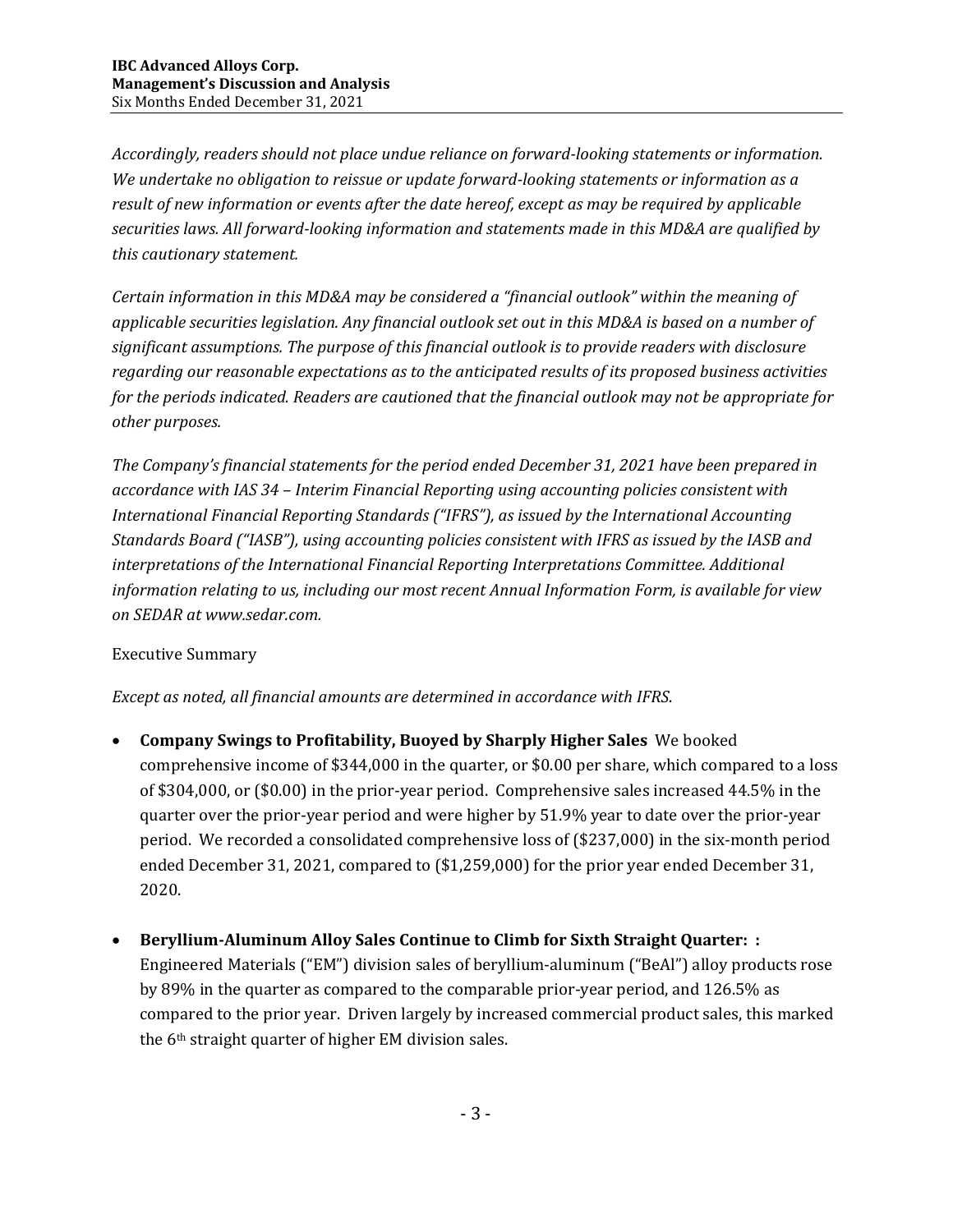*Accordingly, readers should not place undue reliance on forward-looking statements or information. We undertake no obligation to reissue or update forward-looking statements or information as a result of new information or events after the date hereof, except as may be required by applicable securities laws. All forward-looking information and statements made in this MD&A are qualified by this cautionary statement.*

*Certain information in this MD&A may be considered a "financial outlook" within the meaning of applicable securities legislation. Any financial outlook set out in this MD&A is based on a number of significant assumptions. The purpose of this financial outlook is to provide readers with disclosure regarding our reasonable expectations as to the anticipated results of its proposed business activities for the periods indicated. Readers are cautioned that the financial outlook may not be appropriate for other purposes.*

*The Company's financial statements for the period ended December 31, 2021 have been prepared in accordance with IAS 34 – Interim Financial Reporting using accounting policies consistent with International Financial Reporting Standards ("IFRS"), as issued by the International Accounting Standards Board ("IASB"), using accounting policies consistent with IFRS as issued by the IASB and interpretations of the International Financial Reporting Interpretations Committee. Additional information relating to us, including our most recent Annual Information Form, is available for view on SEDAR at www.sedar.com.*

Executive Summary

*Except as noted, all financial amounts are determined in accordance with IFRS.*

- **Company Swings to Profitability, Buoyed by Sharply Higher Sales** We booked comprehensive income of $344,000 in the quarter, or $0.00 per share, which compared to a loss of $304,000, or ($0.00) in the prior-year period. Comprehensive sales increased 44.5% in the quarter over the prior-year period and were higher by 51.9% year to date over the prior-year period. We recorded a consolidated comprehensive loss of ($237,000) in the six-month period ended December 31, 2021, compared to ($1,259,000) for the prior year ended December 31, 2020.

- **Beryllium-Aluminum Alloy Sales Continue to Climb for Sixth Straight Quarter: :** Engineered Materials ("EM") division sales of beryllium-aluminum ("BeAl") alloy products rose by 89% in the quarter as compared to the comparable prior-year period, and 126.5% as compared to the prior year. Driven largely by increased commercial product sales, this marked the 6th straight quarter of higher EM division sales.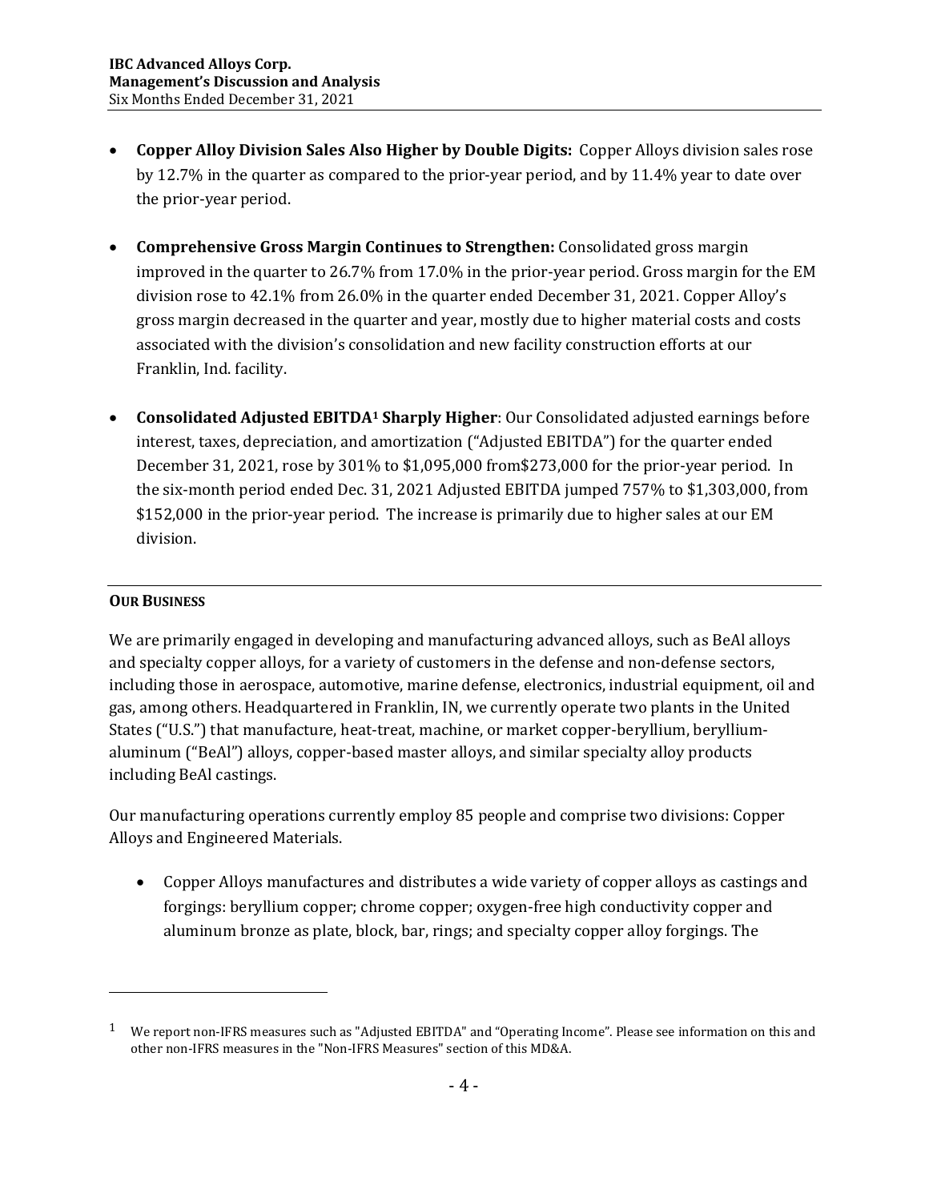- **Copper Alloy Division Sales Also Higher by Double Digits:** Copper Alloys division sales rose by 12.7% in the quarter as compared to the prior-year period, and by 11.4% year to date over the prior-year period.

- **Comprehensive Gross Margin Continues to Strengthen:** Consolidated gross margin improved in the quarter to 26.7% from 17.0% in the prior-year period. Gross margin for the EM division rose to 42.1% from 26.0% in the quarter ended December 31, 2021. Copper Alloy's gross margin decreased in the quarter and year, mostly due to higher material costs and costs associated with the division's consolidation and new facility construction efforts at our Franklin, Ind. facility.

- **Consolidated Adjusted EBITDA[1] Sharply Higher**: Our Consolidated adjusted earnings before interest, taxes, depreciation, and amortization ("Adjusted EBITDA") for the quarter ended December 31, 2021, rose by 301% to $1,095,000 from$273,000 for the prior-year period. In the six-month period ended Dec. 31, 2021 Adjusted EBITDA jumped 757% to $1,303,000, from $152,000 in the prior-year period. The increase is primarily due to higher sales at our EM division.

## OUR BUSINESS

We are primarily engaged in developing and manufacturing advanced alloys, such as BeAl alloys and specialty copper alloys, for a variety of customers in the defense and non-defense sectors, including those in aerospace, automotive, marine defense, electronics, industrial equipment, oil and gas, among others. Headquartered in Franklin, IN, we currently operate two plants in the United States ("U.S.") that manufacture, heat-treat, machine, or market copper-beryllium, beryllium-aluminum ("BeAl") alloys, copper-based master alloys, and similar specialty alloy products including BeAl castings.

Our manufacturing operations currently employ 85 people and comprise two divisions: Copper Alloys and Engineered Materials.

- Copper Alloys manufactures and distributes a wide variety of copper alloys as castings and forgings: beryllium copper; chrome copper; oxygen-free high conductivity copper and aluminum bronze as plate, block, bar, rings; and specialty copper alloy forgings. The

---

[1] We report non-IFRS measures such as "Adjusted EBITDA" and "Operating Income". Please see information on this and other non-IFRS measures in the "Non-IFRS Measures" section of this MD&A.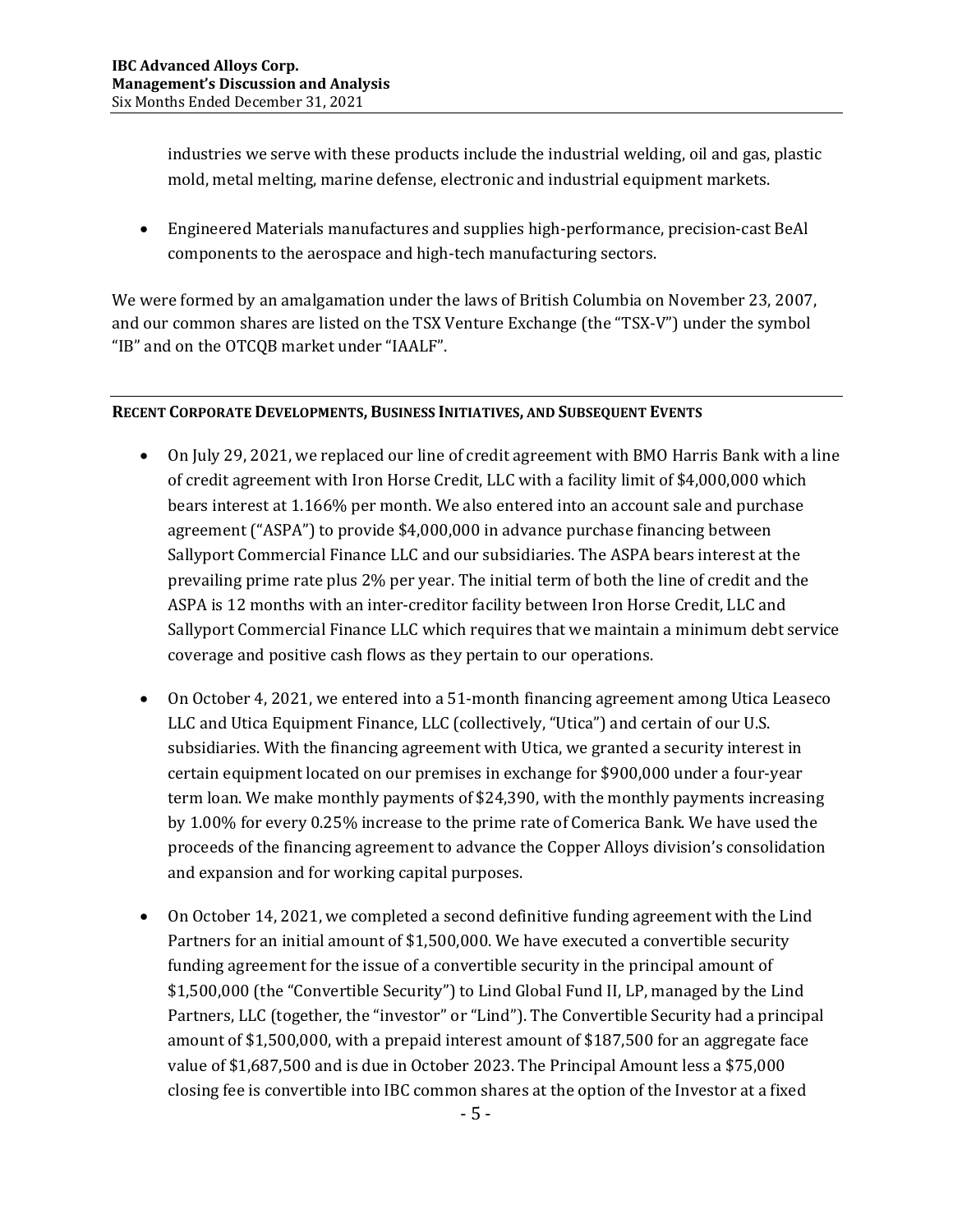industries we serve with these products include the industrial welding, oil and gas, plastic mold, metal melting, marine defense, electronic and industrial equipment markets.

- Engineered Materials manufactures and supplies high-performance, precision-cast BeAl components to the aerospace and high-tech manufacturing sectors.

We were formed by an amalgamation under the laws of British Columbia on November 23, 2007, and our common shares are listed on the TSX Venture Exchange (the "TSX-V") under the symbol "IB" and on the OTCQB market under "IAALF".

## RECENT CORPORATE DEVELOPMENTS, BUSINESS INITIATIVES, AND SUBSEQUENT EVENTS

- On July 29, 2021, we replaced our line of credit agreement with BMO Harris Bank with a line of credit agreement with Iron Horse Credit, LLC with a facility limit of $4,000,000 which bears interest at 1.166% per month. We also entered into an account sale and purchase agreement ("ASPA") to provide $4,000,000 in advance purchase financing between Sallyport Commercial Finance LLC and our subsidiaries. The ASPA bears interest at the prevailing prime rate plus 2% per year. The initial term of both the line of credit and the ASPA is 12 months with an inter-creditor facility between Iron Horse Credit, LLC and Sallyport Commercial Finance LLC which requires that we maintain a minimum debt service coverage and positive cash flows as they pertain to our operations.

- On October 4, 2021, we entered into a 51-month financing agreement among Utica Leaseco LLC and Utica Equipment Finance, LLC (collectively, "Utica") and certain of our U.S. subsidiaries. With the financing agreement with Utica, we granted a security interest in certain equipment located on our premises in exchange for $900,000 under a four-year term loan. We make monthly payments of $24,390, with the monthly payments increasing by 1.00% for every 0.25% increase to the prime rate of Comerica Bank. We have used the proceeds of the financing agreement to advance the Copper Alloys division's consolidation and expansion and for working capital purposes.

- On October 14, 2021, we completed a second definitive funding agreement with the Lind Partners for an initial amount of $1,500,000. We have executed a convertible security funding agreement for the issue of a convertible security in the principal amount of $1,500,000 (the "Convertible Security") to Lind Global Fund II, LP, managed by the Lind Partners, LLC (together, the "investor" or "Lind"). The Convertible Security had a principal amount of $1,500,000, with a prepaid interest amount of $187,500 for an aggregate face value of $1,687,500 and is due in October 2023. The Principal Amount less a $75,000 closing fee is convertible into IBC common shares at the option of the Investor at a fixed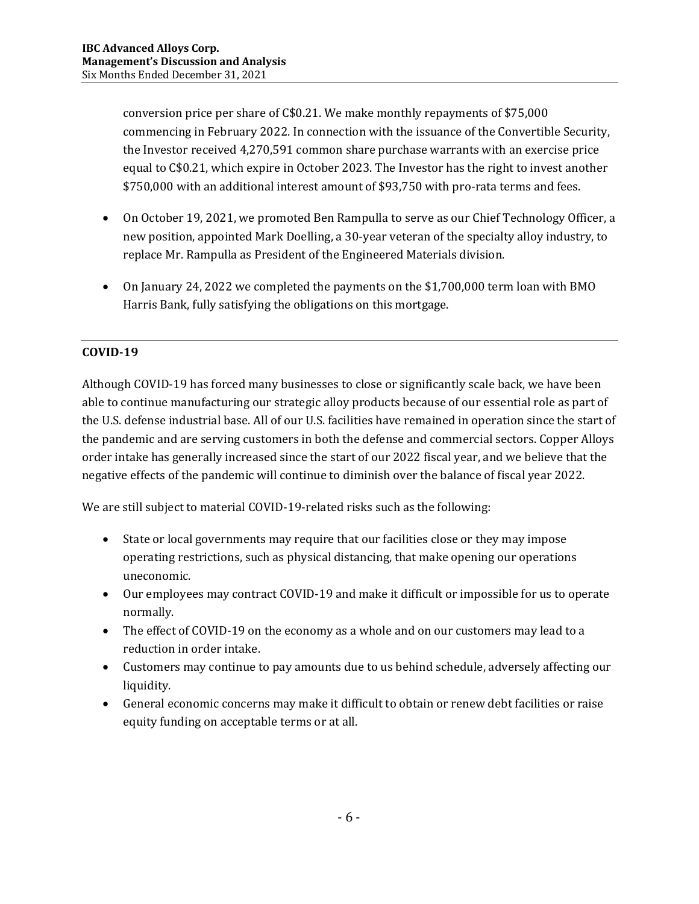conversion price per share of C$0.21. We make monthly repayments of $75,000 commencing in February 2022. In connection with the issuance of the Convertible Security, the Investor received 4,270,591 common share purchase warrants with an exercise price equal to C$0.21, which expire in October 2023. The Investor has the right to invest another $750,000 with an additional interest amount of $93,750 with pro-rata terms and fees.

- On October 19, 2021, we promoted Ben Rampulla to serve as our Chief Technology Officer, a new position, appointed Mark Doelling, a 30-year veteran of the specialty alloy industry, to replace Mr. Rampulla as President of the Engineered Materials division.
- On January 24, 2022 we completed the payments on the $1,700,000 term loan with BMO Harris Bank, fully satisfying the obligations on this mortgage.

## COVID-19

Although COVID-19 has forced many businesses to close or significantly scale back, we have been able to continue manufacturing our strategic alloy products because of our essential role as part of the U.S. defense industrial base. All of our U.S. facilities have remained in operation since the start of the pandemic and are serving customers in both the defense and commercial sectors. Copper Alloys order intake has generally increased since the start of our 2022 fiscal year, and we believe that the negative effects of the pandemic will continue to diminish over the balance of fiscal year 2022.

We are still subject to material COVID-19-related risks such as the following:

- State or local governments may require that our facilities close or they may impose operating restrictions, such as physical distancing, that make opening our operations uneconomic.
- Our employees may contract COVID-19 and make it difficult or impossible for us to operate normally.
- The effect of COVID-19 on the economy as a whole and on our customers may lead to a reduction in order intake.
- Customers may continue to pay amounts due to us behind schedule, adversely affecting our liquidity.
- General economic concerns may make it difficult to obtain or renew debt facilities or raise equity funding on acceptable terms or at all.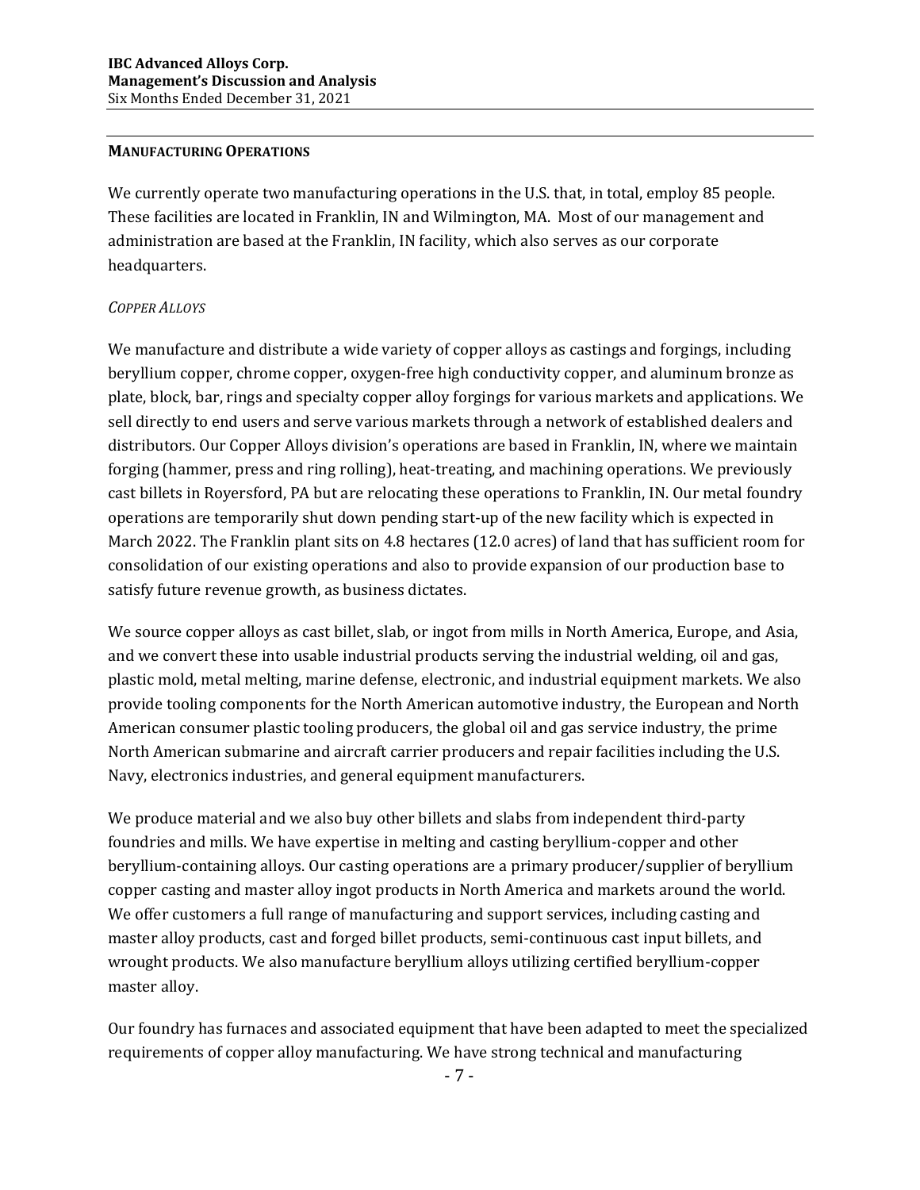**MANUFACTURING OPERATIONS**

We currently operate two manufacturing operations in the U.S. that, in total, employ 85 people. These facilities are located in Franklin, IN and Wilmington, MA. Most of our management and administration are based at the Franklin, IN facility, which also serves as our corporate headquarters.

*COPPER ALLOYS*

We manufacture and distribute a wide variety of copper alloys as castings and forgings, including beryllium copper, chrome copper, oxygen-free high conductivity copper, and aluminum bronze as plate, block, bar, rings and specialty copper alloy forgings for various markets and applications. We sell directly to end users and serve various markets through a network of established dealers and distributors. Our Copper Alloys division's operations are based in Franklin, IN, where we maintain forging (hammer, press and ring rolling), heat-treating, and machining operations. We previously cast billets in Royersford, PA but are relocating these operations to Franklin, IN. Our metal foundry operations are temporarily shut down pending start-up of the new facility which is expected in March 2022. The Franklin plant sits on 4.8 hectares (12.0 acres) of land that has sufficient room for consolidation of our existing operations and also to provide expansion of our production base to satisfy future revenue growth, as business dictates.

We source copper alloys as cast billet, slab, or ingot from mills in North America, Europe, and Asia, and we convert these into usable industrial products serving the industrial welding, oil and gas, plastic mold, metal melting, marine defense, electronic, and industrial equipment markets. We also provide tooling components for the North American automotive industry, the European and North American consumer plastic tooling producers, the global oil and gas service industry, the prime North American submarine and aircraft carrier producers and repair facilities including the U.S. Navy, electronics industries, and general equipment manufacturers.

We produce material and we also buy other billets and slabs from independent third-party foundries and mills. We have expertise in melting and casting beryllium-copper and other beryllium-containing alloys. Our casting operations are a primary producer/supplier of beryllium copper casting and master alloy ingot products in North America and markets around the world. We offer customers a full range of manufacturing and support services, including casting and master alloy products, cast and forged billet products, semi-continuous cast input billets, and wrought products. We also manufacture beryllium alloys utilizing certified beryllium-copper master alloy.

Our foundry has furnaces and associated equipment that have been adapted to meet the specialized requirements of copper alloy manufacturing. We have strong technical and manufacturing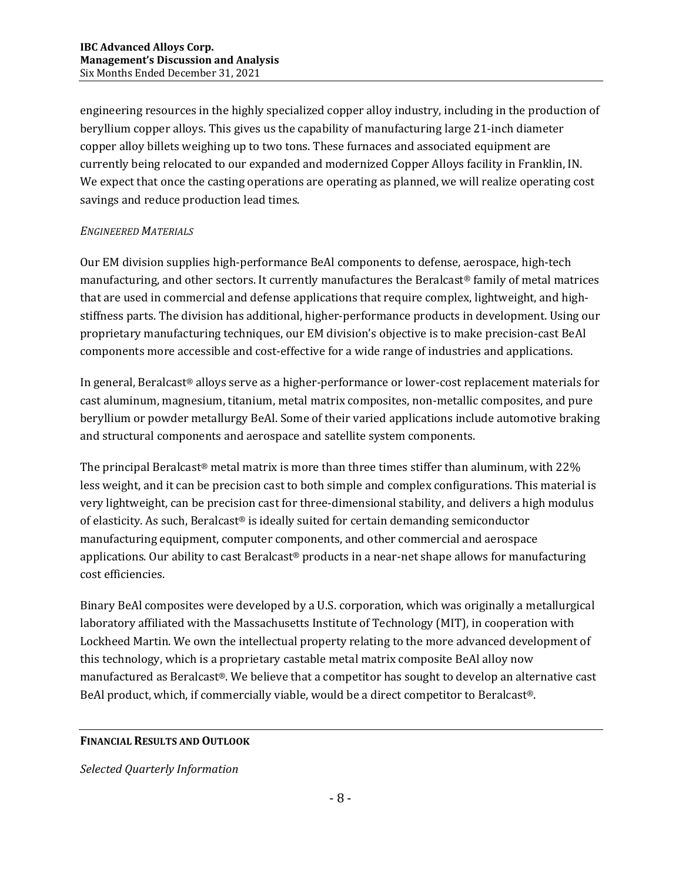engineering resources in the highly specialized copper alloy industry, including in the production of beryllium copper alloys. This gives us the capability of manufacturing large 21-inch diameter copper alloy billets weighing up to two tons. These furnaces and associated equipment are currently being relocated to our expanded and modernized Copper Alloys facility in Franklin, IN. We expect that once the casting operations are operating as planned, we will realize operating cost savings and reduce production lead times.

*ENGINEERED MATERIALS*

Our EM division supplies high-performance BeAl components to defense, aerospace, high-tech manufacturing, and other sectors. It currently manufactures the Beralcast® family of metal matrices that are used in commercial and defense applications that require complex, lightweight, and high-stiffness parts. The division has additional, higher-performance products in development. Using our proprietary manufacturing techniques, our EM division's objective is to make precision-cast BeAl components more accessible and cost-effective for a wide range of industries and applications.

In general, Beralcast® alloys serve as a higher-performance or lower-cost replacement materials for cast aluminum, magnesium, titanium, metal matrix composites, non-metallic composites, and pure beryllium or powder metallurgy BeAl. Some of their varied applications include automotive braking and structural components and aerospace and satellite system components.

The principal Beralcast® metal matrix is more than three times stiffer than aluminum, with 22% less weight, and it can be precision cast to both simple and complex configurations. This material is very lightweight, can be precision cast for three-dimensional stability, and delivers a high modulus of elasticity. As such, Beralcast® is ideally suited for certain demanding semiconductor manufacturing equipment, computer components, and other commercial and aerospace applications. Our ability to cast Beralcast® products in a near-net shape allows for manufacturing cost efficiencies.

Binary BeAl composites were developed by a U.S. corporation, which was originally a metallurgical laboratory affiliated with the Massachusetts Institute of Technology (MIT), in cooperation with Lockheed Martin. We own the intellectual property relating to the more advanced development of this technology, which is a proprietary castable metal matrix composite BeAl alloy now manufactured as Beralcast®. We believe that a competitor has sought to develop an alternative cast BeAl product, which, if commercially viable, would be a direct competitor to Beralcast®.

## FINANCIAL RESULTS AND OUTLOOK

*Selected Quarterly Information*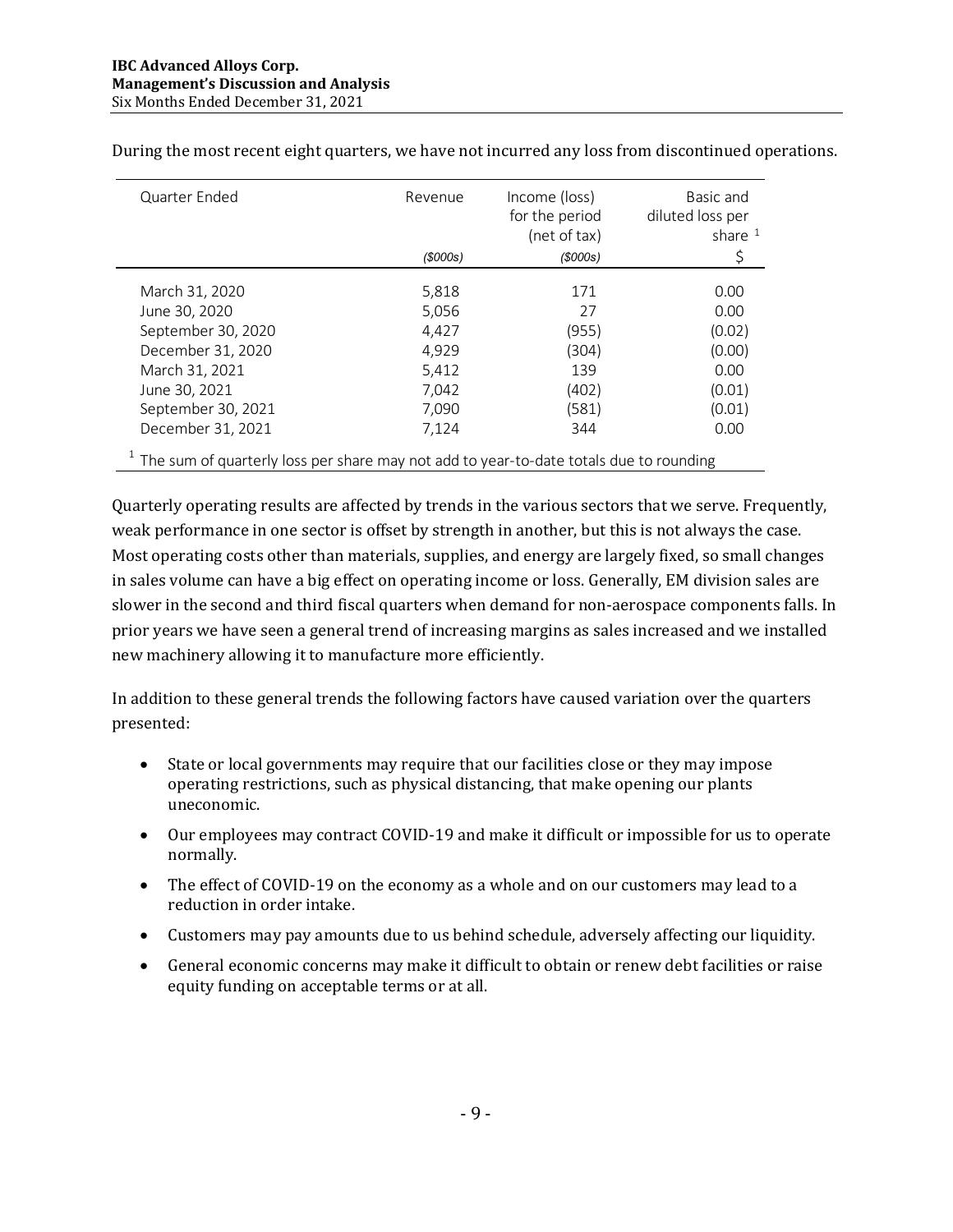During the most recent eight quarters, we have not incurred any loss from discontinued operations.

| Quarter Ended | Revenue | Income (loss) for the period (net of tax) | Basic and diluted loss per share [1] |
|---|---|---|---|
| | *($000s)* | *($000s)* | $ |
| March 31, 2020 | 5,818 | 171 | 0.00 |
| June 30, 2020 | 5,056 | 27 | 0.00 |
| September 30, 2020 | 4,427 | (955) | (0.02) |
| December 31, 2020 | 4,929 | (304) | (0.00) |
| March 31, 2021 | 5,412 | 139 | 0.00 |
| June 30, 2021 | 7,042 | (402) | (0.01) |
| September 30, 2021 | 7,090 | (581) | (0.01) |
| December 31, 2021 | 7,124 | 344 | 0.00 |

[1] The sum of quarterly loss per share may not add to year-to-date totals due to rounding

Quarterly operating results are affected by trends in the various sectors that we serve. Frequently, weak performance in one sector is offset by strength in another, but this is not always the case. Most operating costs other than materials, supplies, and energy are largely fixed, so small changes in sales volume can have a big effect on operating income or loss. Generally, EM division sales are slower in the second and third fiscal quarters when demand for non-aerospace components falls. In prior years we have seen a general trend of increasing margins as sales increased and we installed new machinery allowing it to manufacture more efficiently.

In addition to these general trends the following factors have caused variation over the quarters presented:

- State or local governments may require that our facilities close or they may impose operating restrictions, such as physical distancing, that make opening our plants uneconomic.
- Our employees may contract COVID-19 and make it difficult or impossible for us to operate normally.
- The effect of COVID-19 on the economy as a whole and on our customers may lead to a reduction in order intake.
- Customers may pay amounts due to us behind schedule, adversely affecting our liquidity.
- General economic concerns may make it difficult to obtain or renew debt facilities or raise equity funding on acceptable terms or at all.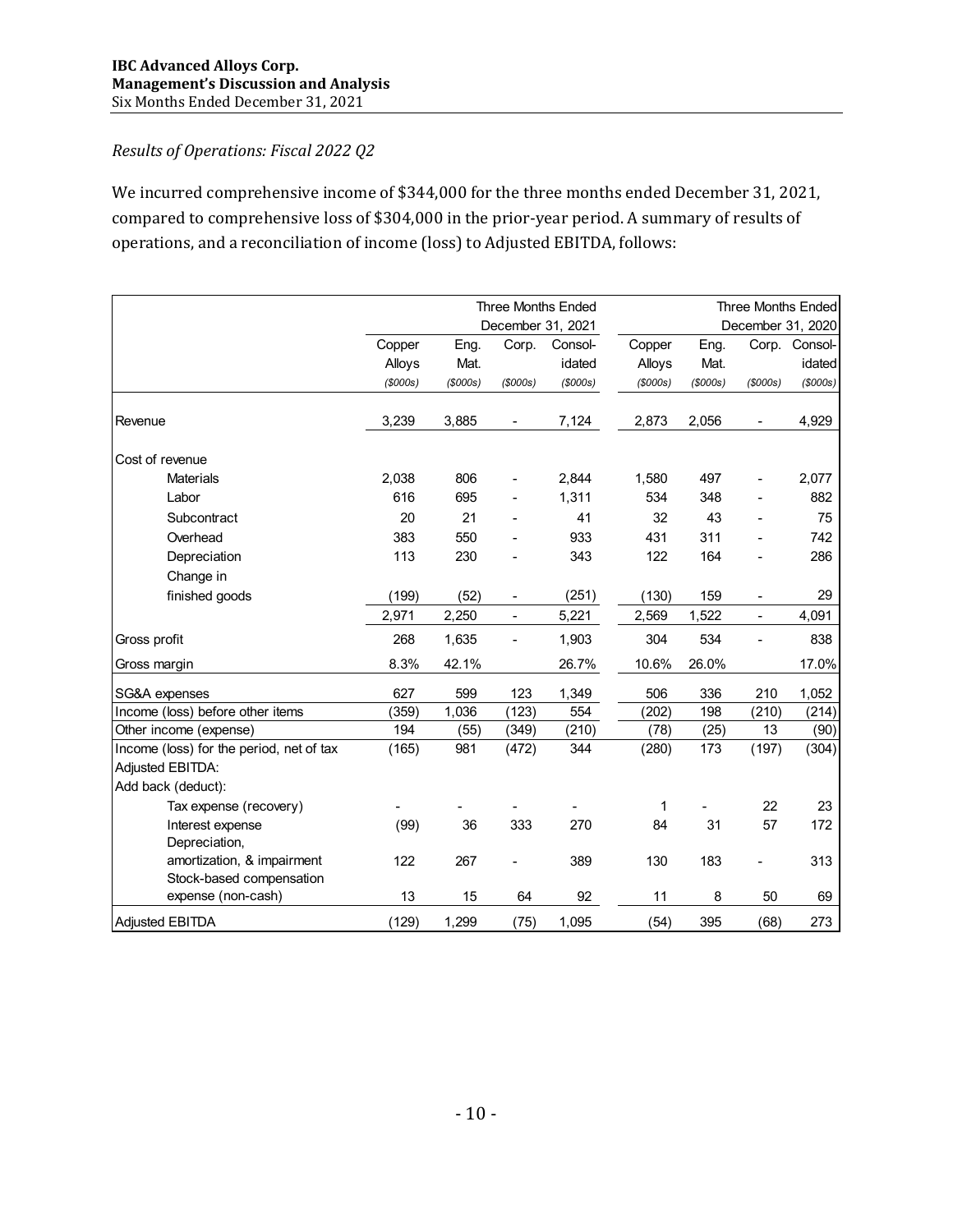*Results of Operations: Fiscal 2022 Q2*

We incurred comprehensive income of $344,000 for the three months ended December 31, 2021, compared to comprehensive loss of $304,000 in the prior-year period. A summary of results of operations, and a reconciliation of income (loss) to Adjusted EBITDA, follows:

| | Three Months Ended December 31, 2021 | | | | Three Months Ended December 31, 2020 | | | |
|---|---|---|---|---|---|---|---|---|
| | Copper Alloys ($000s) | Eng. Mat. ($000s) | Corp. ($000s) | Consol-idated ($000s) | Copper Alloys ($000s) | Eng. Mat. ($000s) | Corp. ($000s) | Consol-idated ($000s) |
| Revenue | 3,239 | 3,885 | - | 7,124 | 2,873 | 2,056 | - | 4,929 |
| Cost of revenue | | | | | | | | |
| Materials | 2,038 | 806 | - | 2,844 | 1,580 | 497 | - | 2,077 |
| Labor | 616 | 695 | - | 1,311 | 534 | 348 | - | 882 |
| Subcontract | 20 | 21 | - | 41 | 32 | 43 | - | 75 |
| Overhead | 383 | 550 | - | 933 | 431 | 311 | - | 742 |
| Depreciation | 113 | 230 | - | 343 | 122 | 164 | - | 286 |
| Change in finished goods | (199) | (52) | - | (251) | (130) | 159 | - | 29 |
| | 2,971 | 2,250 | - | 5,221 | 2,569 | 1,522 | - | 4,091 |
| Gross profit | 268 | 1,635 | - | 1,903 | 304 | 534 | - | 838 |
| Gross margin | 8.3% | 42.1% | | 26.7% | 10.6% | 26.0% | | 17.0% |
| SG&A expenses | 627 | 599 | 123 | 1,349 | 506 | 336 | 210 | 1,052 |
| Income (loss) before other items | (359) | 1,036 | (123) | 554 | (202) | 198 | (210) | (214) |
| Other income (expense) | 194 | (55) | (349) | (210) | (78) | (25) | 13 | (90) |
| Income (loss) for the period, net of tax | (165) | 981 | (472) | 344 | (280) | 173 | (197) | (304) |
| Adjusted EBITDA: | | | | | | | | |
| Add back (deduct): | | | | | | | | |
| Tax expense (recovery) | - | - | - | - | 1 | - | 22 | 23 |
| Interest expense | (99) | 36 | 333 | 270 | 84 | 31 | 57 | 172 |
| Depreciation, amortization, & impairment | 122 | 267 | - | 389 | 130 | 183 | - | 313 |
| Stock-based compensation expense (non-cash) | 13 | 15 | 64 | 92 | 11 | 8 | 50 | 69 |
| Adjusted EBITDA | (129) | 1,299 | (75) | 1,095 | (54) | 395 | (68) | 273 |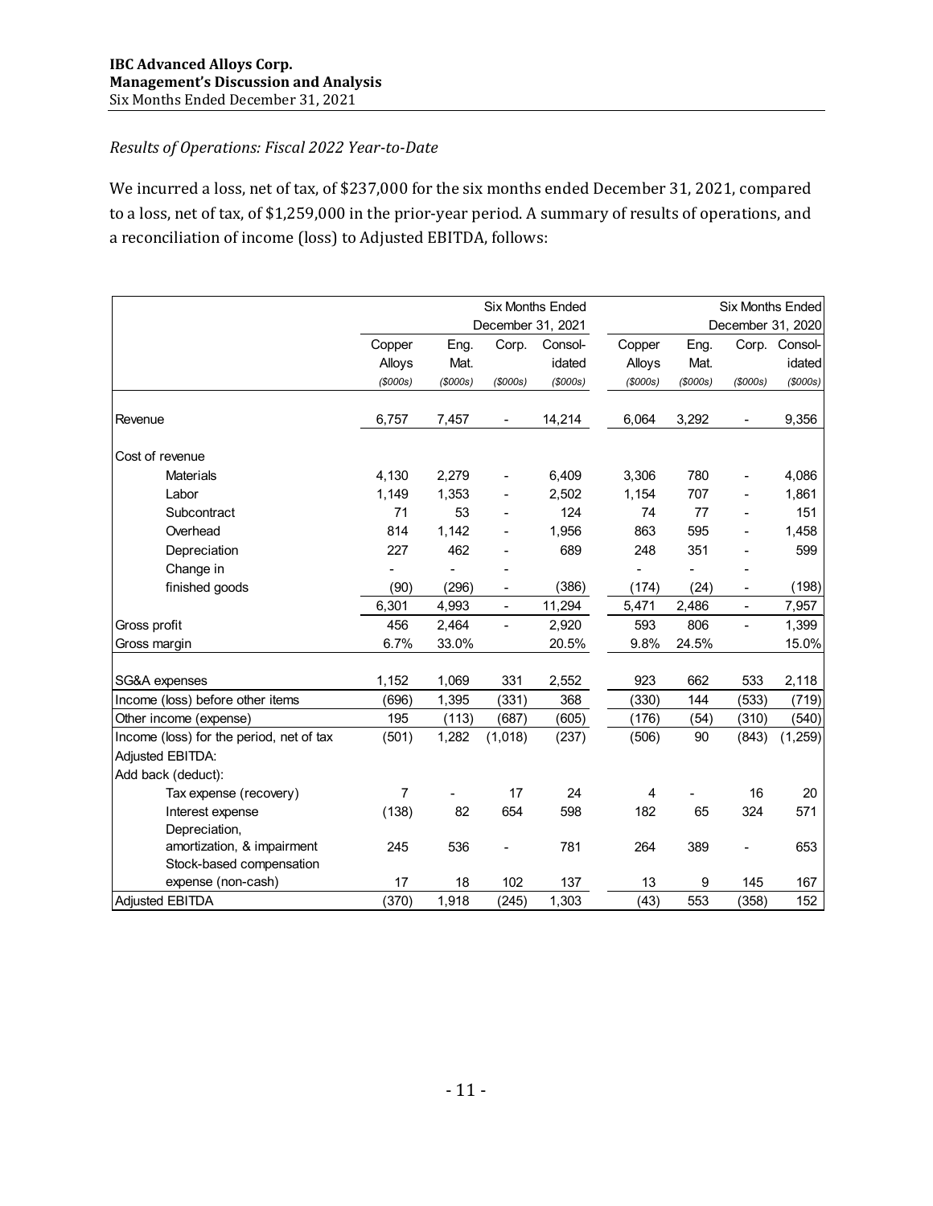*Results of Operations: Fiscal 2022 Year-to-Date*

We incurred a loss, net of tax, of $237,000 for the six months ended December 31, 2021, compared to a loss, net of tax, of $1,259,000 in the prior-year period. A summary of results of operations, and a reconciliation of income (loss) to Adjusted EBITDA, follows:

| | Six Months Ended December 31, 2021 | | | | Six Months Ended December 31, 2020 | | | |
|---|---|---|---|---|---|---|---|---|
| | Copper Alloys ($000s) | Eng. Mat. ($000s) | Corp. ($000s) | Consolidated ($000s) | Copper Alloys ($000s) | Eng. Mat. ($000s) | Corp. ($000s) | Consolidated ($000s) |
| Revenue | 6,757 | 7,457 | - | 14,214 | 6,064 | 3,292 | - | 9,356 |
| Cost of revenue | | | | | | | | |
| Materials | 4,130 | 2,279 | - | 6,409 | 3,306 | 780 | - | 4,086 |
| Labor | 1,149 | 1,353 | - | 2,502 | 1,154 | 707 | - | 1,861 |
| Subcontract | 71 | 53 | - | 124 | 74 | 77 | - | 151 |
| Overhead | 814 | 1,142 | - | 1,956 | 863 | 595 | - | 1,458 |
| Depreciation | 227 | 462 | - | 689 | 248 | 351 | - | 599 |
| Change in finished goods | (90) | (296) | - | (386) | (174) | (24) | - | (198) |
| | 6,301 | 4,993 | - | 11,294 | 5,471 | 2,486 | - | 7,957 |
| Gross profit | 456 | 2,464 | - | 2,920 | 593 | 806 | - | 1,399 |
| Gross margin | 6.7% | 33.0% | | 20.5% | 9.8% | 24.5% | | 15.0% |
| SG&A expenses | 1,152 | 1,069 | 331 | 2,552 | 923 | 662 | 533 | 2,118 |
| Income (loss) before other items | (696) | 1,395 | (331) | 368 | (330) | 144 | (533) | (719) |
| Other income (expense) | 195 | (113) | (687) | (605) | (176) | (54) | (310) | (540) |
| Income (loss) for the period, net of tax | (501) | 1,282 | (1,018) | (237) | (506) | 90 | (843) | (1,259) |
| Adjusted EBITDA: | | | | | | | | |
| Add back (deduct): | | | | | | | | |
| Tax expense (recovery) | 7 | - | 17 | 24 | 4 | - | 16 | 20 |
| Interest expense | (138) | 82 | 654 | 598 | 182 | 65 | 324 | 571 |
| Depreciation, amortization, & impairment | 245 | 536 | - | 781 | 264 | 389 | - | 653 |
| Stock-based compensation expense (non-cash) | 17 | 18 | 102 | 137 | 13 | 9 | 145 | 167 |
| Adjusted EBITDA | (370) | 1,918 | (245) | 1,303 | (43) | 553 | (358) | 152 |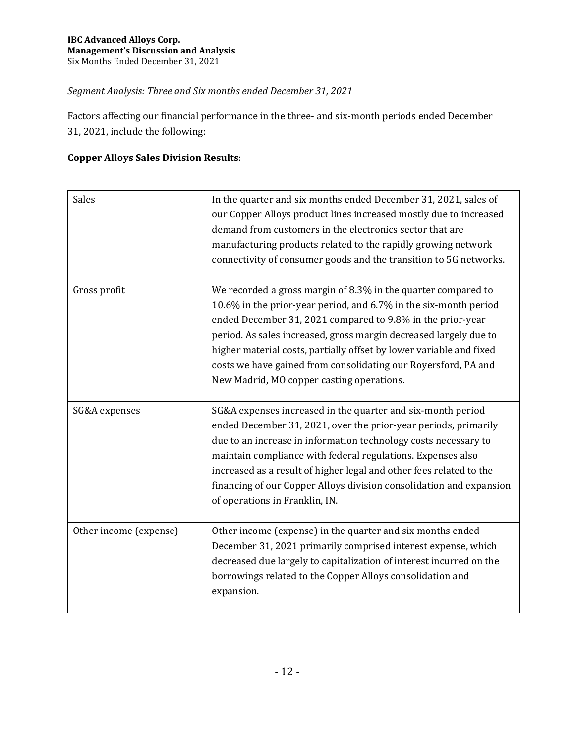*Segment Analysis: Three and Six months ended December 31, 2021*

Factors affecting our financial performance in the three- and six-month periods ended December 31, 2021, include the following:

**Copper Alloys Sales Division Results**:

| | |
|---|---|
| Sales | In the quarter and six months ended December 31, 2021, sales of our Copper Alloys product lines increased mostly due to increased demand from customers in the electronics sector that are manufacturing products related to the rapidly growing network connectivity of consumer goods and the transition to 5G networks. |
| Gross profit | We recorded a gross margin of 8.3% in the quarter compared to 10.6% in the prior-year period, and 6.7% in the six-month period ended December 31, 2021 compared to 9.8% in the prior-year period. As sales increased, gross margin decreased largely due to higher material costs, partially offset by lower variable and fixed costs we have gained from consolidating our Royersford, PA and New Madrid, MO copper casting operations. |
| SG&A expenses | SG&A expenses increased in the quarter and six-month period ended December 31, 2021, over the prior-year periods, primarily due to an increase in information technology costs necessary to maintain compliance with federal regulations. Expenses also increased as a result of higher legal and other fees related to the financing of our Copper Alloys division consolidation and expansion of operations in Franklin, IN. |
| Other income (expense) | Other income (expense) in the quarter and six months ended December 31, 2021 primarily comprised interest expense, which decreased due largely to capitalization of interest incurred on the borrowings related to the Copper Alloys consolidation and expansion. |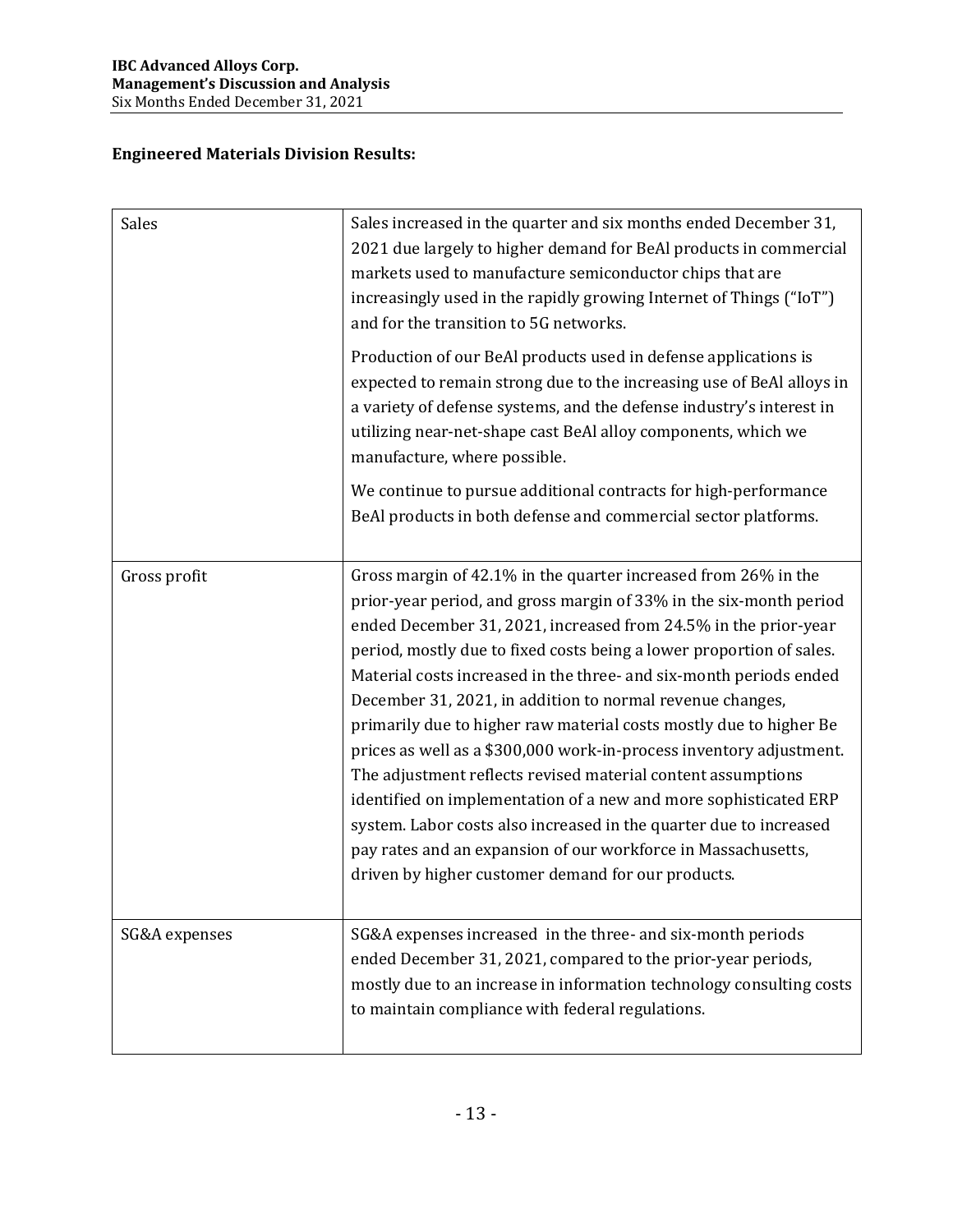**Engineered Materials Division Results:**

| | |
|---|---|
| Sales | Sales increased in the quarter and six months ended December 31, 2021 due largely to higher demand for BeAl products in commercial markets used to manufacture semiconductor chips that are increasingly used in the rapidly growing Internet of Things ("IoT") and for the transition to 5G networks.<br><br>Production of our BeAl products used in defense applications is expected to remain strong due to the increasing use of BeAl alloys in a variety of defense systems, and the defense industry's interest in utilizing near-net-shape cast BeAl alloy components, which we manufacture, where possible.<br><br>We continue to pursue additional contracts for high-performance BeAl products in both defense and commercial sector platforms. |
| Gross profit | Gross margin of 42.1% in the quarter increased from 26% in the prior-year period, and gross margin of 33% in the six-month period ended December 31, 2021, increased from 24.5% in the prior-year period, mostly due to fixed costs being a lower proportion of sales. Material costs increased in the three- and six-month periods ended December 31, 2021, in addition to normal revenue changes, primarily due to higher raw material costs mostly due to higher Be prices as well as a $300,000 work-in-process inventory adjustment. The adjustment reflects revised material content assumptions identified on implementation of a new and more sophisticated ERP system. Labor costs also increased in the quarter due to increased pay rates and an expansion of our workforce in Massachusetts, driven by higher customer demand for our products. |
| SG&A expenses | SG&A expenses increased in the three- and six-month periods ended December 31, 2021, compared to the prior-year periods, mostly due to an increase in information technology consulting costs to maintain compliance with federal regulations. |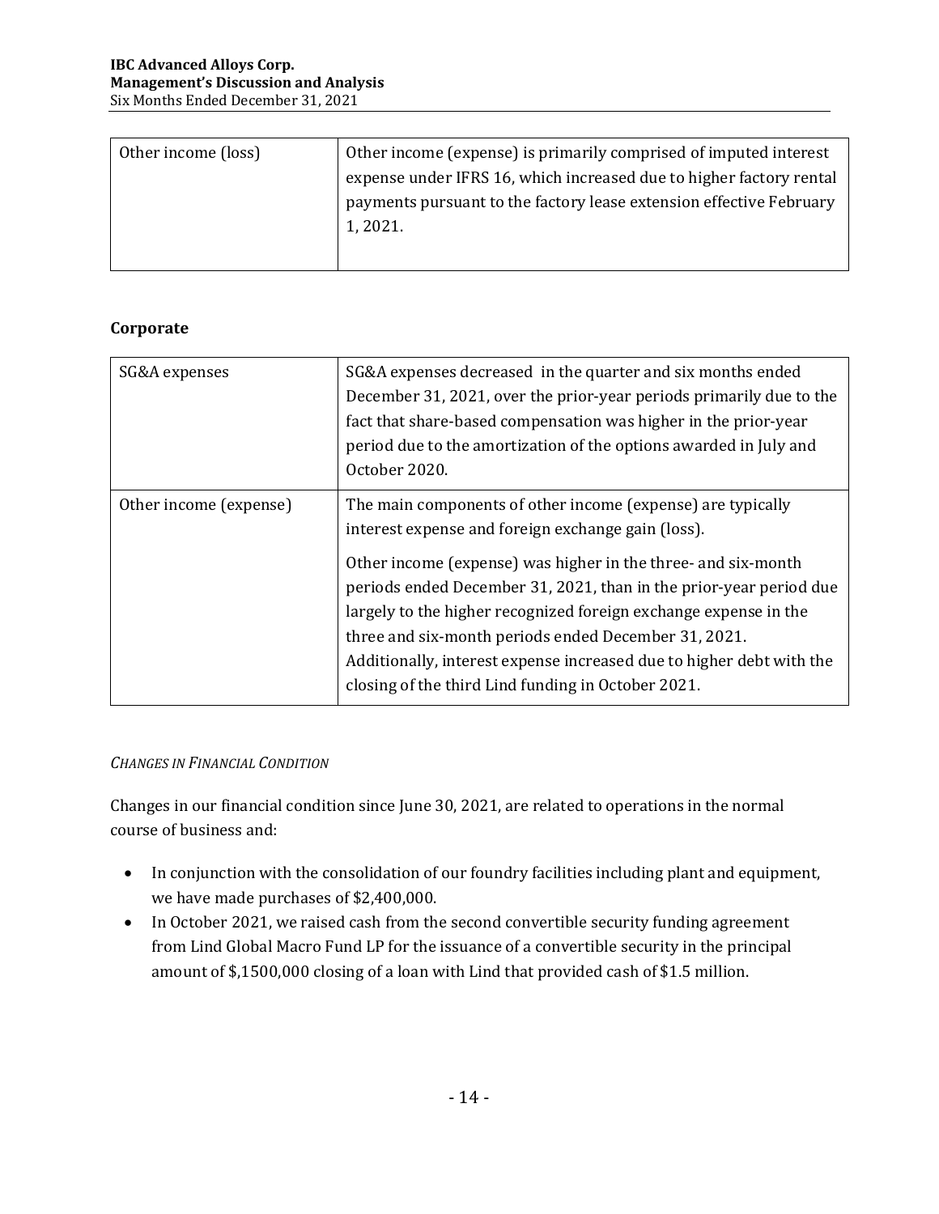| Other income (loss) | Other income (expense) is primarily comprised of imputed interest expense under IFRS 16, which increased due to higher factory rental payments pursuant to the factory lease extension effective February 1, 2021. |
|---|---|

### Corporate

| SG&A expenses | SG&A expenses decreased in the quarter and six months ended December 31, 2021, over the prior-year periods primarily due to the fact that share-based compensation was higher in the prior-year period due to the amortization of the options awarded in July and October 2020. |
|---|---|
| Other income (expense) | The main components of other income (expense) are typically interest expense and foreign exchange gain (loss).<br><br>Other income (expense) was higher in the three- and six-month periods ended December 31, 2021, than in the prior-year period due largely to the higher recognized foreign exchange expense in the three and six-month periods ended December 31, 2021. Additionally, interest expense increased due to higher debt with the closing of the third Lind funding in October 2021. |

*CHANGES IN FINANCIAL CONDITION*

Changes in our financial condition since June 30, 2021, are related to operations in the normal course of business and:

- In conjunction with the consolidation of our foundry facilities including plant and equipment, we have made purchases of $2,400,000.
- In October 2021, we raised cash from the second convertible security funding agreement from Lind Global Macro Fund LP for the issuance of a convertible security in the principal amount of $,1500,000 closing of a loan with Lind that provided cash of $1.5 million.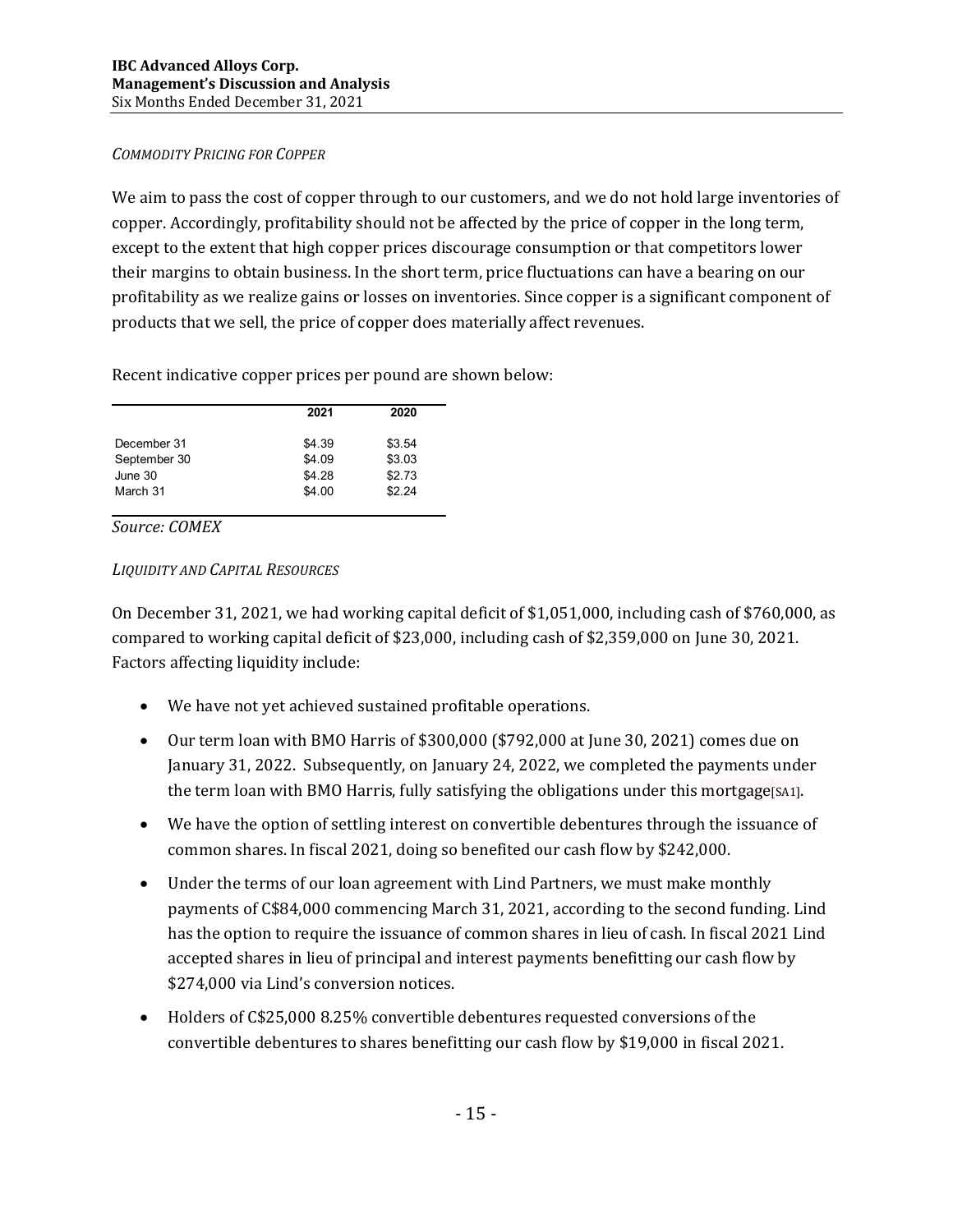*COMMODITY PRICING FOR COPPER*

We aim to pass the cost of copper through to our customers, and we do not hold large inventories of copper. Accordingly, profitability should not be affected by the price of copper in the long term, except to the extent that high copper prices discourage consumption or that competitors lower their margins to obtain business. In the short term, price fluctuations can have a bearing on our profitability as we realize gains or losses on inventories. Since copper is a significant component of products that we sell, the price of copper does materially affect revenues.

Recent indicative copper prices per pound are shown below:

| | 2021 | 2020 |
|---|---|---|
| December 31 | $4.39 | $3.54 |
| September 30 | $4.09 | $3.03 |
| June 30 | $4.28 | $2.73 |
| March 31 | $4.00 | $2.24 |

*Source: COMEX*

*LIQUIDITY AND CAPITAL RESOURCES*

On December 31, 2021, we had working capital deficit of $1,051,000, including cash of $760,000, as compared to working capital deficit of $23,000, including cash of $2,359,000 on June 30, 2021. Factors affecting liquidity include:

- We have not yet achieved sustained profitable operations.
- Our term loan with BMO Harris of $300,000 ($792,000 at June 30, 2021) comes due on January 31, 2022. Subsequently, on January 24, 2022, we completed the payments under the term loan with BMO Harris, fully satisfying the obligations under this mortgage[SA1].
- We have the option of settling interest on convertible debentures through the issuance of common shares. In fiscal 2021, doing so benefited our cash flow by $242,000.
- Under the terms of our loan agreement with Lind Partners, we must make monthly payments of C$84,000 commencing March 31, 2021, according to the second funding. Lind has the option to require the issuance of common shares in lieu of cash. In fiscal 2021 Lind accepted shares in lieu of principal and interest payments benefitting our cash flow by $274,000 via Lind's conversion notices.
- Holders of C$25,000 8.25% convertible debentures requested conversions of the convertible debentures to shares benefitting our cash flow by $19,000 in fiscal 2021.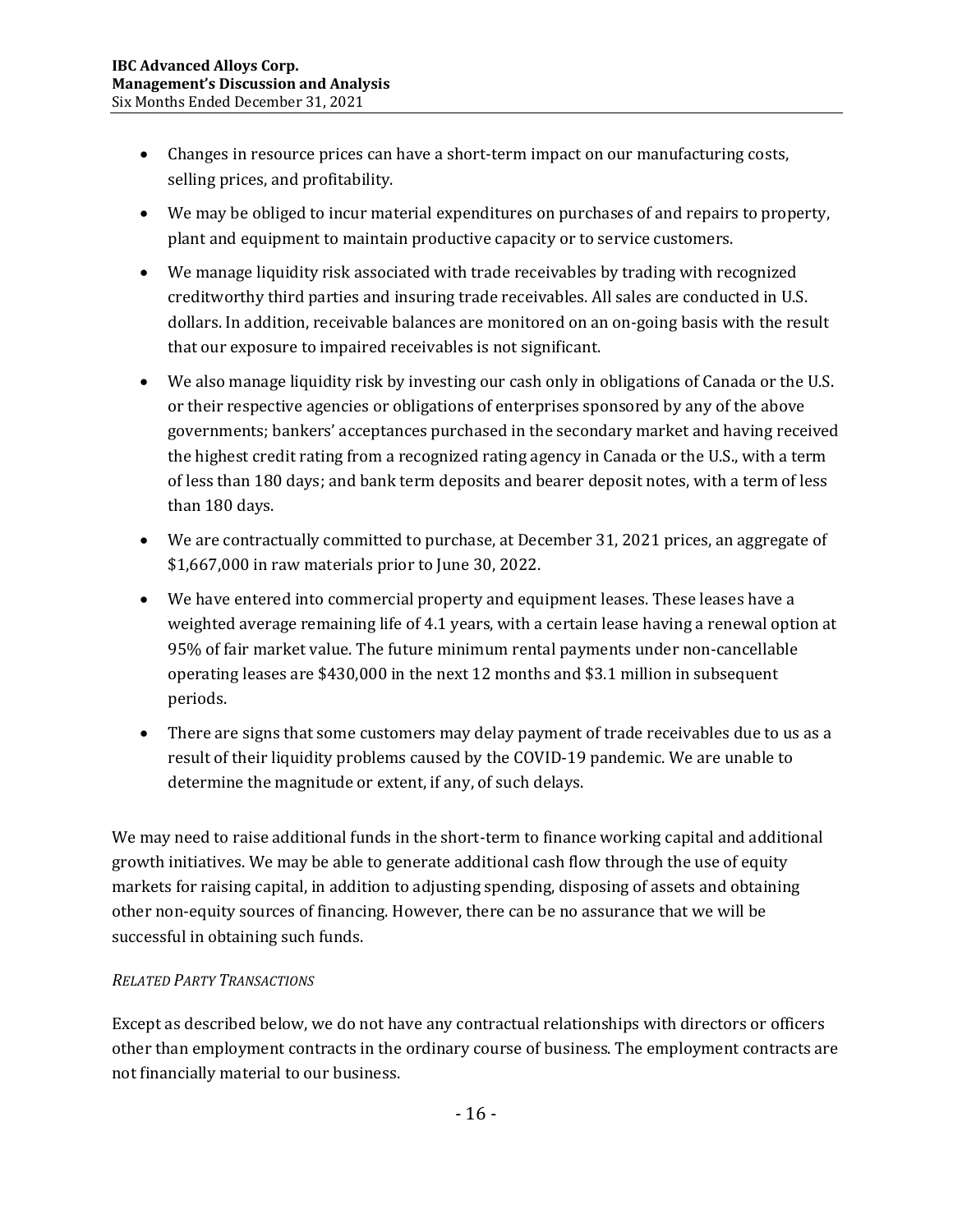- Changes in resource prices can have a short-term impact on our manufacturing costs, selling prices, and profitability.
- We may be obliged to incur material expenditures on purchases of and repairs to property, plant and equipment to maintain productive capacity or to service customers.
- We manage liquidity risk associated with trade receivables by trading with recognized creditworthy third parties and insuring trade receivables. All sales are conducted in U.S. dollars. In addition, receivable balances are monitored on an on-going basis with the result that our exposure to impaired receivables is not significant.
- We also manage liquidity risk by investing our cash only in obligations of Canada or the U.S. or their respective agencies or obligations of enterprises sponsored by any of the above governments; bankers' acceptances purchased in the secondary market and having received the highest credit rating from a recognized rating agency in Canada or the U.S., with a term of less than 180 days; and bank term deposits and bearer deposit notes, with a term of less than 180 days.
- We are contractually committed to purchase, at December 31, 2021 prices, an aggregate of $1,667,000 in raw materials prior to June 30, 2022.
- We have entered into commercial property and equipment leases. These leases have a weighted average remaining life of 4.1 years, with a certain lease having a renewal option at 95% of fair market value. The future minimum rental payments under non-cancellable operating leases are $430,000 in the next 12 months and $3.1 million in subsequent periods.
- There are signs that some customers may delay payment of trade receivables due to us as a result of their liquidity problems caused by the COVID-19 pandemic. We are unable to determine the magnitude or extent, if any, of such delays.

We may need to raise additional funds in the short-term to finance working capital and additional growth initiatives. We may be able to generate additional cash flow through the use of equity markets for raising capital, in addition to adjusting spending, disposing of assets and obtaining other non-equity sources of financing. However, there can be no assurance that we will be successful in obtaining such funds.

*RELATED PARTY TRANSACTIONS*

Except as described below, we do not have any contractual relationships with directors or officers other than employment contracts in the ordinary course of business. The employment contracts are not financially material to our business.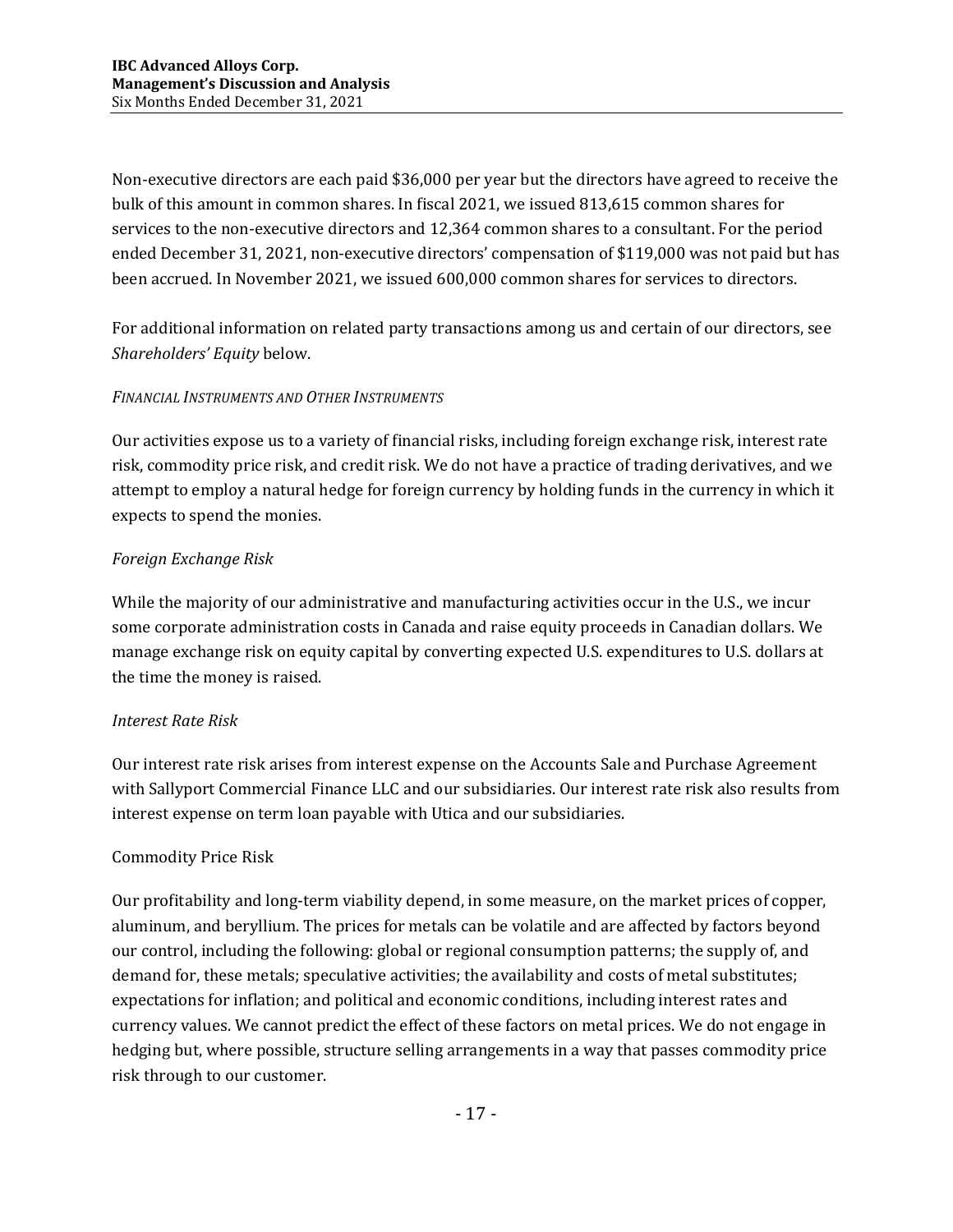Non-executive directors are each paid $36,000 per year but the directors have agreed to receive the bulk of this amount in common shares. In fiscal 2021, we issued 813,615 common shares for services to the non-executive directors and 12,364 common shares to a consultant. For the period ended December 31, 2021, non-executive directors' compensation of $119,000 was not paid but has been accrued. In November 2021, we issued 600,000 common shares for services to directors.

For additional information on related party transactions among us and certain of our directors, see *Shareholders' Equity* below.

*FINANCIAL INSTRUMENTS AND OTHER INSTRUMENTS*

Our activities expose us to a variety of financial risks, including foreign exchange risk, interest rate risk, commodity price risk, and credit risk. We do not have a practice of trading derivatives, and we attempt to employ a natural hedge for foreign currency by holding funds in the currency in which it expects to spend the monies.

*Foreign Exchange Risk*

While the majority of our administrative and manufacturing activities occur in the U.S., we incur some corporate administration costs in Canada and raise equity proceeds in Canadian dollars. We manage exchange risk on equity capital by converting expected U.S. expenditures to U.S. dollars at the time the money is raised.

*Interest Rate Risk*

Our interest rate risk arises from interest expense on the Accounts Sale and Purchase Agreement with Sallyport Commercial Finance LLC and our subsidiaries. Our interest rate risk also results from interest expense on term loan payable with Utica and our subsidiaries.

Commodity Price Risk

Our profitability and long-term viability depend, in some measure, on the market prices of copper, aluminum, and beryllium. The prices for metals can be volatile and are affected by factors beyond our control, including the following: global or regional consumption patterns; the supply of, and demand for, these metals; speculative activities; the availability and costs of metal substitutes; expectations for inflation; and political and economic conditions, including interest rates and currency values. We cannot predict the effect of these factors on metal prices. We do not engage in hedging but, where possible, structure selling arrangements in a way that passes commodity price risk through to our customer.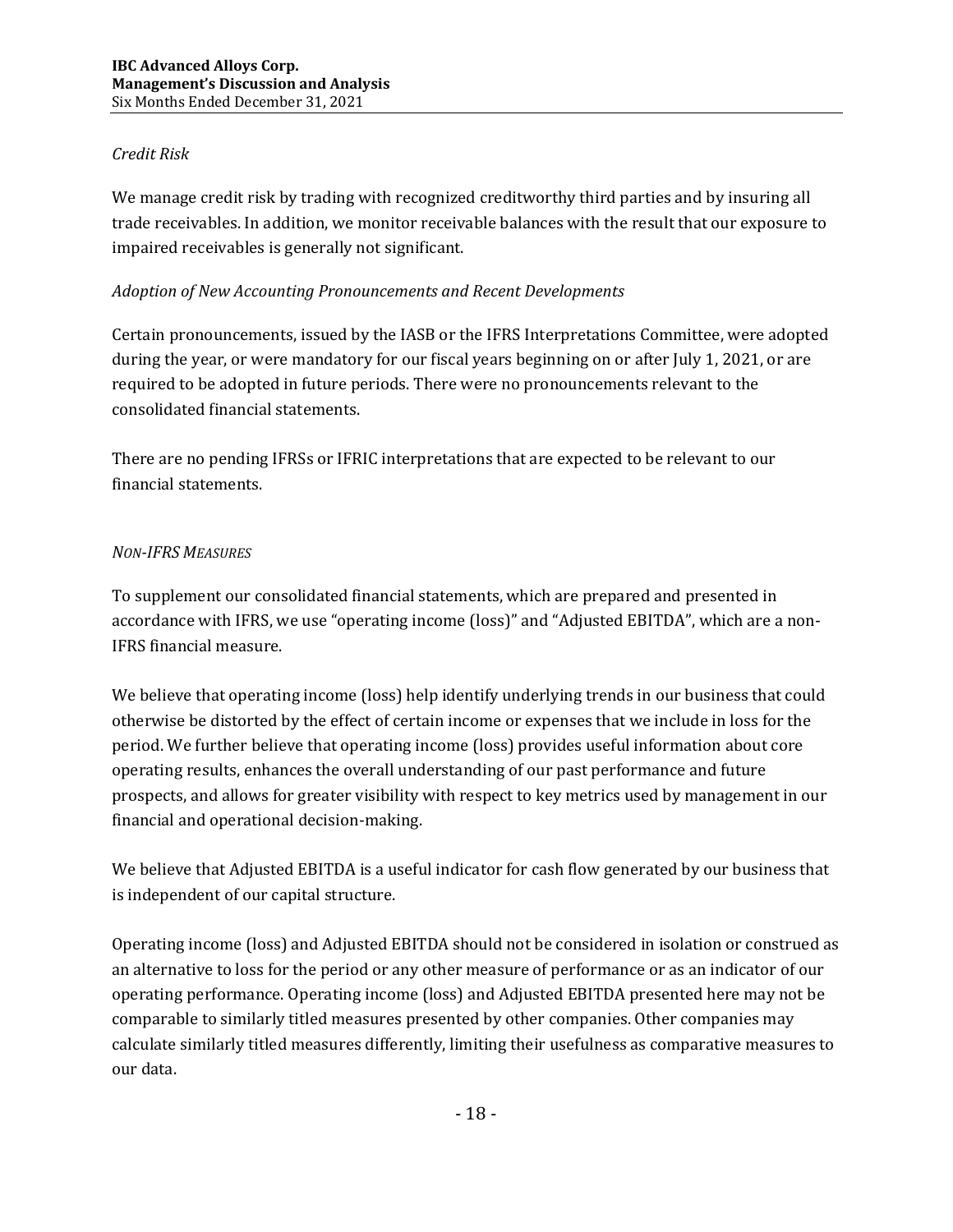*Credit Risk*

We manage credit risk by trading with recognized creditworthy third parties and by insuring all trade receivables. In addition, we monitor receivable balances with the result that our exposure to impaired receivables is generally not significant.

*Adoption of New Accounting Pronouncements and Recent Developments*

Certain pronouncements, issued by the IASB or the IFRS Interpretations Committee, were adopted during the year, or were mandatory for our fiscal years beginning on or after July 1, 2021, or are required to be adopted in future periods. There were no pronouncements relevant to the consolidated financial statements.

There are no pending IFRSs or IFRIC interpretations that are expected to be relevant to our financial statements.

*NON-IFRS MEASURES*

To supplement our consolidated financial statements, which are prepared and presented in accordance with IFRS, we use "operating income (loss)" and "Adjusted EBITDA", which are a non-IFRS financial measure.

We believe that operating income (loss) help identify underlying trends in our business that could otherwise be distorted by the effect of certain income or expenses that we include in loss for the period. We further believe that operating income (loss) provides useful information about core operating results, enhances the overall understanding of our past performance and future prospects, and allows for greater visibility with respect to key metrics used by management in our financial and operational decision-making.

We believe that Adjusted EBITDA is a useful indicator for cash flow generated by our business that is independent of our capital structure.

Operating income (loss) and Adjusted EBITDA should not be considered in isolation or construed as an alternative to loss for the period or any other measure of performance or as an indicator of our operating performance. Operating income (loss) and Adjusted EBITDA presented here may not be comparable to similarly titled measures presented by other companies. Other companies may calculate similarly titled measures differently, limiting their usefulness as comparative measures to our data.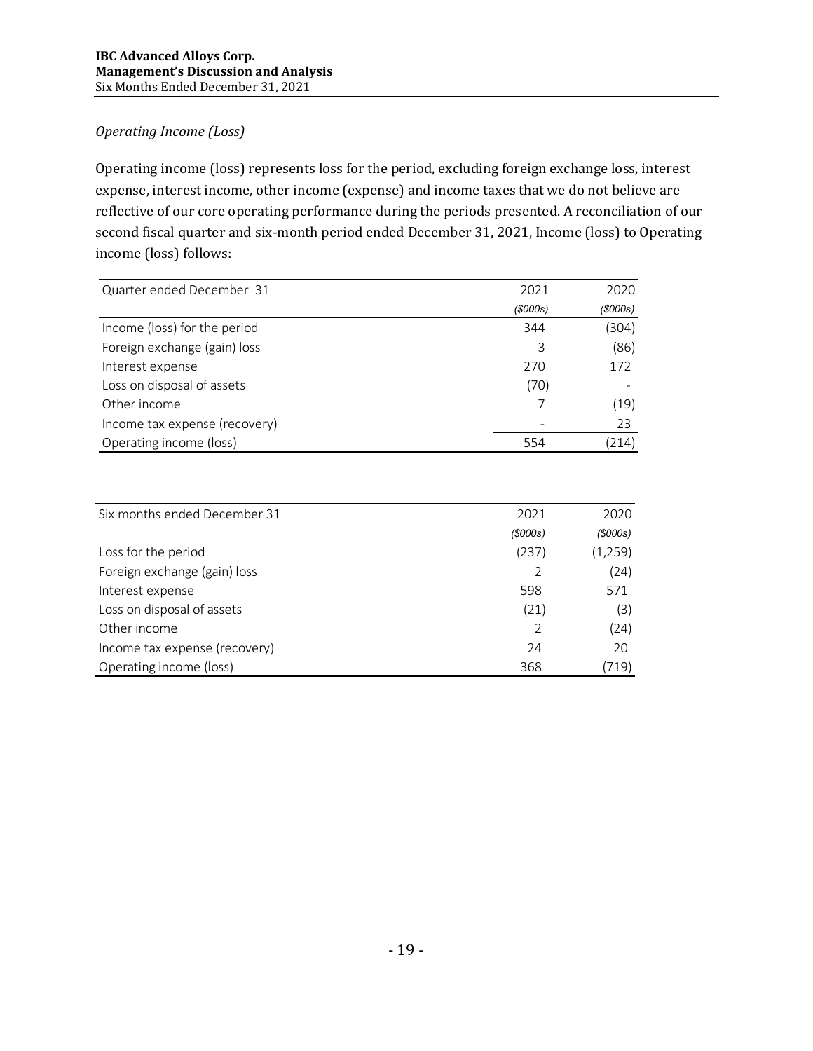*Operating Income (Loss)*

Operating income (loss) represents loss for the period, excluding foreign exchange loss, interest expense, interest income, other income (expense) and income taxes that we do not believe are reflective of our core operating performance during the periods presented. A reconciliation of our second fiscal quarter and six-month period ended December 31, 2021, Income (loss) to Operating income (loss) follows:

| Quarter ended December 31 | 2021 | 2020 |
|---|---|---|
| | *($000s)* | *($000s)* |
| Income (loss) for the period | 344 | (304) |
| Foreign exchange (gain) loss | 3 | (86) |
| Interest expense | 270 | 172 |
| Loss on disposal of assets | (70) | - |
| Other income | 7 | (19) |
| Income tax expense (recovery) | - | 23 |
| Operating income (loss) | 554 | (214) |

| Six months ended December 31 | 2021 | 2020 |
|---|---|---|
| | *($000s)* | *($000s)* |
| Loss for the period | (237) | (1,259) |
| Foreign exchange (gain) loss | 2 | (24) |
| Interest expense | 598 | 571 |
| Loss on disposal of assets | (21) | (3) |
| Other income | 2 | (24) |
| Income tax expense (recovery) | 24 | 20 |
| Operating income (loss) | 368 | (719) |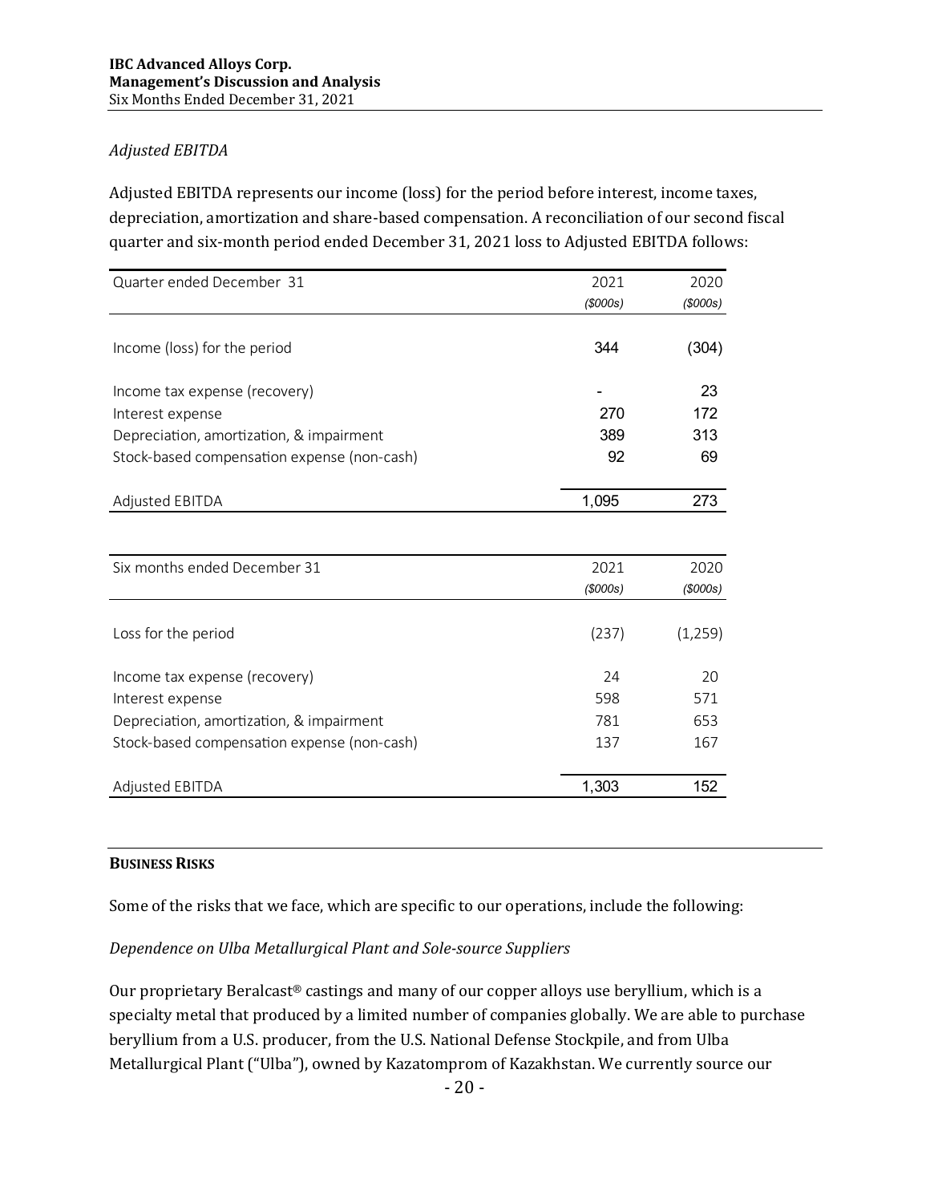*Adjusted EBITDA*

Adjusted EBITDA represents our income (loss) for the period before interest, income taxes, depreciation, amortization and share-based compensation. A reconciliation of our second fiscal quarter and six-month period ended December 31, 2021 loss to Adjusted EBITDA follows:

| Quarter ended December 31 | 2021 | 2020 |
|---|---|---|
| | *($000s)* | *($000s)* |
| Income (loss) for the period | 344 | (304) |
| Income tax expense (recovery) | - | 23 |
| Interest expense | 270 | 172 |
| Depreciation, amortization, & impairment | 389 | 313 |
| Stock-based compensation expense (non-cash) | 92 | 69 |
| Adjusted EBITDA | 1,095 | 273 |

| Six months ended December 31 | 2021 | 2020 |
|---|---|---|
| | *($000s)* | *($000s)* |
| Loss for the period | (237) | (1,259) |
| Income tax expense (recovery) | 24 | 20 |
| Interest expense | 598 | 571 |
| Depreciation, amortization, & impairment | 781 | 653 |
| Stock-based compensation expense (non-cash) | 137 | 167 |
| Adjusted EBITDA | 1,303 | 152 |

## BUSINESS RISKS

Some of the risks that we face, which are specific to our operations, include the following:

*Dependence on Ulba Metallurgical Plant and Sole-source Suppliers*

Our proprietary Beralcast® castings and many of our copper alloys use beryllium, which is a specialty metal that produced by a limited number of companies globally. We are able to purchase beryllium from a U.S. producer, from the U.S. National Defense Stockpile, and from Ulba Metallurgical Plant ("Ulba"), owned by Kazatomprom of Kazakhstan. We currently source our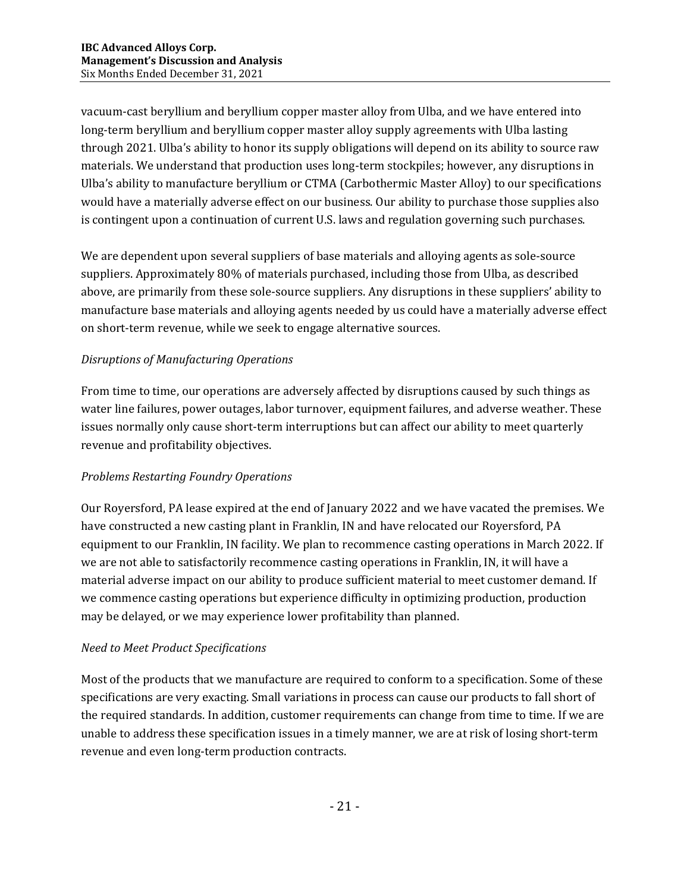vacuum-cast beryllium and beryllium copper master alloy from Ulba, and we have entered into long-term beryllium and beryllium copper master alloy supply agreements with Ulba lasting through 2021. Ulba's ability to honor its supply obligations will depend on its ability to source raw materials. We understand that production uses long-term stockpiles; however, any disruptions in Ulba's ability to manufacture beryllium or CTMA (Carbothermic Master Alloy) to our specifications would have a materially adverse effect on our business. Our ability to purchase those supplies also is contingent upon a continuation of current U.S. laws and regulation governing such purchases.

We are dependent upon several suppliers of base materials and alloying agents as sole-source suppliers. Approximately 80% of materials purchased, including those from Ulba, as described above, are primarily from these sole-source suppliers. Any disruptions in these suppliers' ability to manufacture base materials and alloying agents needed by us could have a materially adverse effect on short-term revenue, while we seek to engage alternative sources.

*Disruptions of Manufacturing Operations*

From time to time, our operations are adversely affected by disruptions caused by such things as water line failures, power outages, labor turnover, equipment failures, and adverse weather. These issues normally only cause short-term interruptions but can affect our ability to meet quarterly revenue and profitability objectives.

*Problems Restarting Foundry Operations*

Our Royersford, PA lease expired at the end of January 2022 and we have vacated the premises. We have constructed a new casting plant in Franklin, IN and have relocated our Royersford, PA equipment to our Franklin, IN facility. We plan to recommence casting operations in March 2022. If we are not able to satisfactorily recommence casting operations in Franklin, IN, it will have a material adverse impact on our ability to produce sufficient material to meet customer demand. If we commence casting operations but experience difficulty in optimizing production, production may be delayed, or we may experience lower profitability than planned.

*Need to Meet Product Specifications*

Most of the products that we manufacture are required to conform to a specification. Some of these specifications are very exacting. Small variations in process can cause our products to fall short of the required standards. In addition, customer requirements can change from time to time. If we are unable to address these specification issues in a timely manner, we are at risk of losing short-term revenue and even long-term production contracts.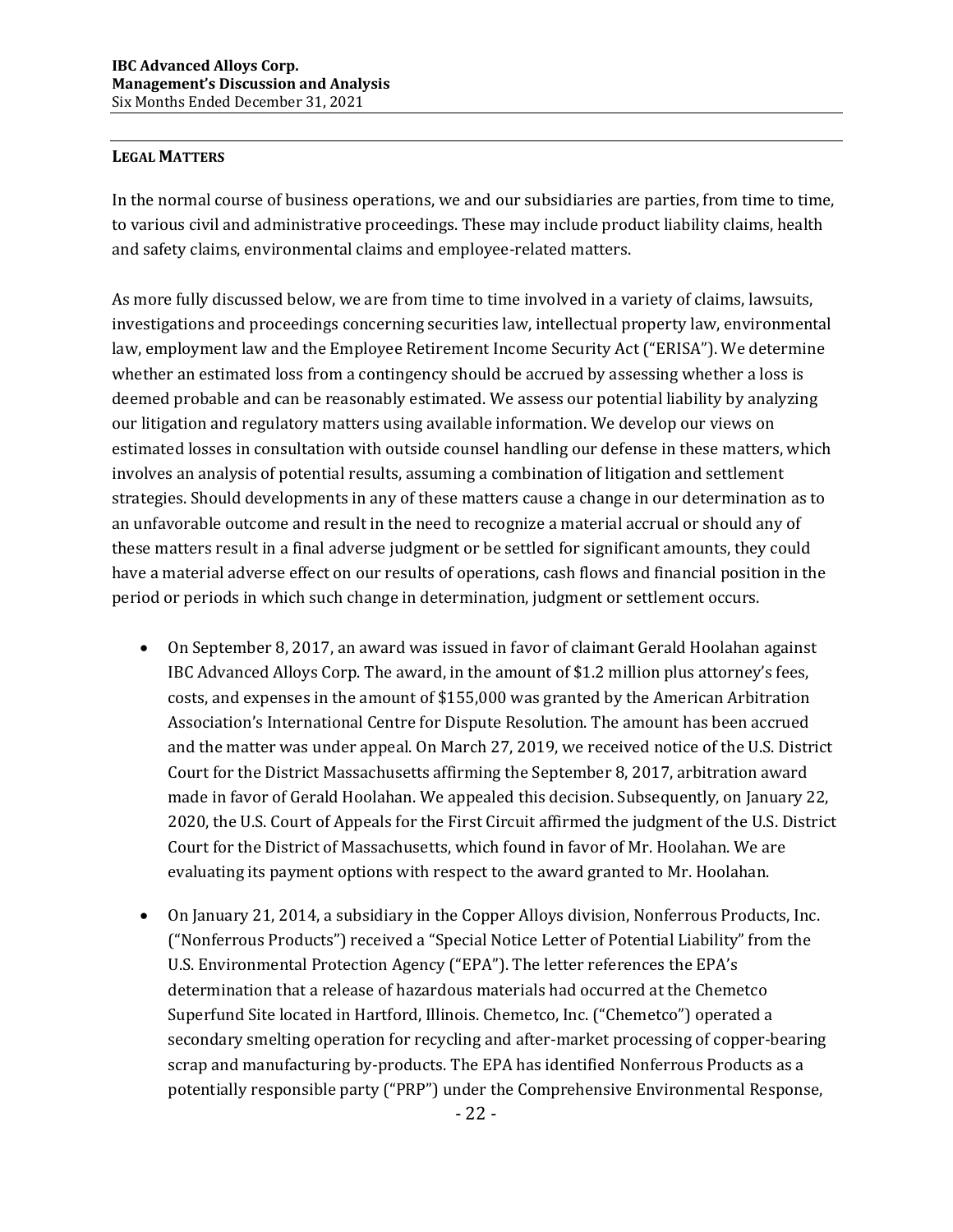## LEGAL MATTERS

In the normal course of business operations, we and our subsidiaries are parties, from time to time, to various civil and administrative proceedings. These may include product liability claims, health and safety claims, environmental claims and employee-related matters.

As more fully discussed below, we are from time to time involved in a variety of claims, lawsuits, investigations and proceedings concerning securities law, intellectual property law, environmental law, employment law and the Employee Retirement Income Security Act ("ERISA"). We determine whether an estimated loss from a contingency should be accrued by assessing whether a loss is deemed probable and can be reasonably estimated. We assess our potential liability by analyzing our litigation and regulatory matters using available information. We develop our views on estimated losses in consultation with outside counsel handling our defense in these matters, which involves an analysis of potential results, assuming a combination of litigation and settlement strategies. Should developments in any of these matters cause a change in our determination as to an unfavorable outcome and result in the need to recognize a material accrual or should any of these matters result in a final adverse judgment or be settled for significant amounts, they could have a material adverse effect on our results of operations, cash flows and financial position in the period or periods in which such change in determination, judgment or settlement occurs.

- On September 8, 2017, an award was issued in favor of claimant Gerald Hoolahan against IBC Advanced Alloys Corp. The award, in the amount of $1.2 million plus attorney's fees, costs, and expenses in the amount of $155,000 was granted by the American Arbitration Association's International Centre for Dispute Resolution. The amount has been accrued and the matter was under appeal. On March 27, 2019, we received notice of the U.S. District Court for the District Massachusetts affirming the September 8, 2017, arbitration award made in favor of Gerald Hoolahan. We appealed this decision. Subsequently, on January 22, 2020, the U.S. Court of Appeals for the First Circuit affirmed the judgment of the U.S. District Court for the District of Massachusetts, which found in favor of Mr. Hoolahan. We are evaluating its payment options with respect to the award granted to Mr. Hoolahan.
- On January 21, 2014, a subsidiary in the Copper Alloys division, Nonferrous Products, Inc. ("Nonferrous Products") received a "Special Notice Letter of Potential Liability" from the U.S. Environmental Protection Agency ("EPA"). The letter references the EPA's determination that a release of hazardous materials had occurred at the Chemetco Superfund Site located in Hartford, Illinois. Chemetco, Inc. ("Chemetco") operated a secondary smelting operation for recycling and after-market processing of copper-bearing scrap and manufacturing by-products. The EPA has identified Nonferrous Products as a potentially responsible party ("PRP") under the Comprehensive Environmental Response,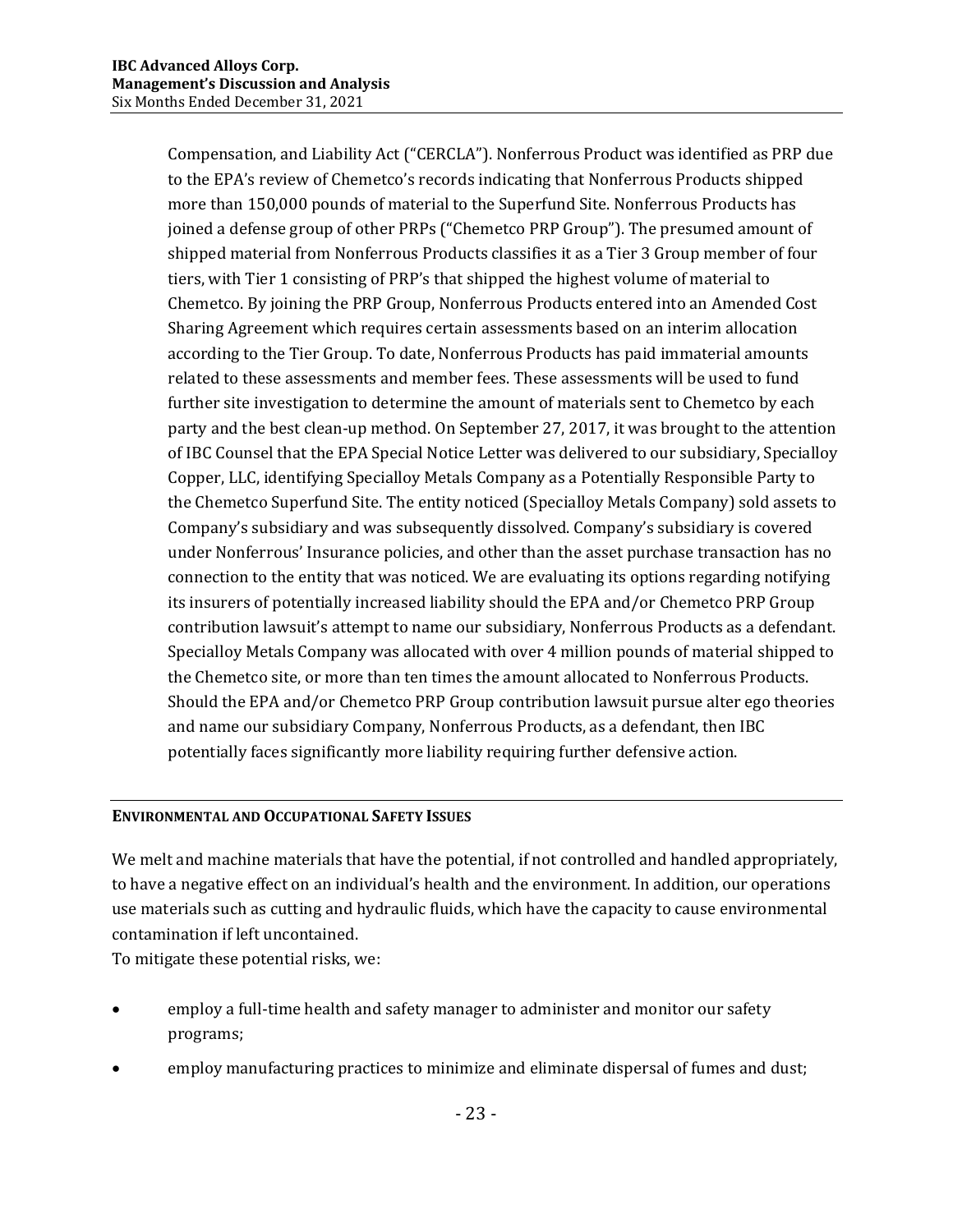Compensation, and Liability Act ("CERCLA"). Nonferrous Product was identified as PRP due to the EPA's review of Chemetco's records indicating that Nonferrous Products shipped more than 150,000 pounds of material to the Superfund Site. Nonferrous Products has joined a defense group of other PRPs ("Chemetco PRP Group"). The presumed amount of shipped material from Nonferrous Products classifies it as a Tier 3 Group member of four tiers, with Tier 1 consisting of PRP's that shipped the highest volume of material to Chemetco. By joining the PRP Group, Nonferrous Products entered into an Amended Cost Sharing Agreement which requires certain assessments based on an interim allocation according to the Tier Group. To date, Nonferrous Products has paid immaterial amounts related to these assessments and member fees. These assessments will be used to fund further site investigation to determine the amount of materials sent to Chemetco by each party and the best clean-up method. On September 27, 2017, it was brought to the attention of IBC Counsel that the EPA Special Notice Letter was delivered to our subsidiary, Specialloy Copper, LLC, identifying Specialloy Metals Company as a Potentially Responsible Party to the Chemetco Superfund Site. The entity noticed (Specialloy Metals Company) sold assets to Company's subsidiary and was subsequently dissolved. Company's subsidiary is covered under Nonferrous' Insurance policies, and other than the asset purchase transaction has no connection to the entity that was noticed. We are evaluating its options regarding notifying its insurers of potentially increased liability should the EPA and/or Chemetco PRP Group contribution lawsuit's attempt to name our subsidiary, Nonferrous Products as a defendant. Specialloy Metals Company was allocated with over 4 million pounds of material shipped to the Chemetco site, or more than ten times the amount allocated to Nonferrous Products. Should the EPA and/or Chemetco PRP Group contribution lawsuit pursue alter ego theories and name our subsidiary Company, Nonferrous Products, as a defendant, then IBC potentially faces significantly more liability requiring further defensive action.

## ENVIRONMENTAL AND OCCUPATIONAL SAFETY ISSUES

We melt and machine materials that have the potential, if not controlled and handled appropriately, to have a negative effect on an individual's health and the environment. In addition, our operations use materials such as cutting and hydraulic fluids, which have the capacity to cause environmental contamination if left uncontained.

To mitigate these potential risks, we:

- employ a full-time health and safety manager to administer and monitor our safety programs;
- employ manufacturing practices to minimize and eliminate dispersal of fumes and dust;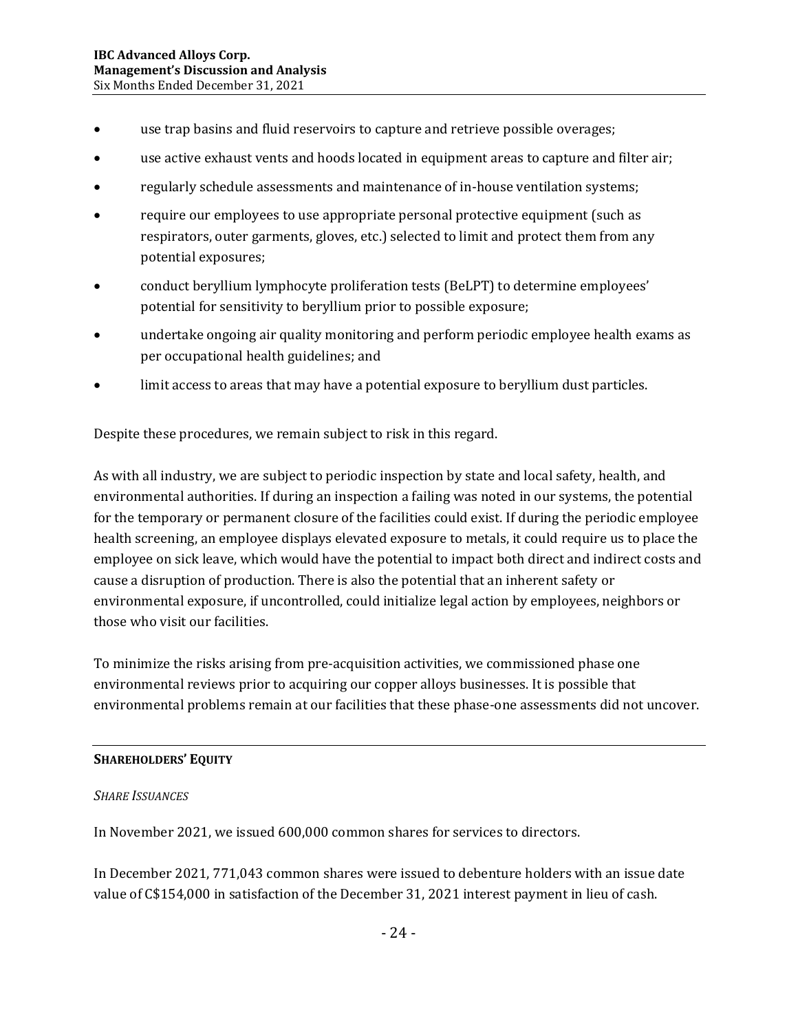- use trap basins and fluid reservoirs to capture and retrieve possible overages;
- use active exhaust vents and hoods located in equipment areas to capture and filter air;
- regularly schedule assessments and maintenance of in-house ventilation systems;
- require our employees to use appropriate personal protective equipment (such as respirators, outer garments, gloves, etc.) selected to limit and protect them from any potential exposures;
- conduct beryllium lymphocyte proliferation tests (BeLPT) to determine employees' potential for sensitivity to beryllium prior to possible exposure;
- undertake ongoing air quality monitoring and perform periodic employee health exams as per occupational health guidelines; and
- limit access to areas that may have a potential exposure to beryllium dust particles.

Despite these procedures, we remain subject to risk in this regard.

As with all industry, we are subject to periodic inspection by state and local safety, health, and environmental authorities. If during an inspection a failing was noted in our systems, the potential for the temporary or permanent closure of the facilities could exist. If during the periodic employee health screening, an employee displays elevated exposure to metals, it could require us to place the employee on sick leave, which would have the potential to impact both direct and indirect costs and cause a disruption of production. There is also the potential that an inherent safety or environmental exposure, if uncontrolled, could initialize legal action by employees, neighbors or those who visit our facilities.

To minimize the risks arising from pre-acquisition activities, we commissioned phase one environmental reviews prior to acquiring our copper alloys businesses. It is possible that environmental problems remain at our facilities that these phase-one assessments did not uncover.

## SHAREHOLDERS' EQUITY

*SHARE ISSUANCES*

In November 2021, we issued 600,000 common shares for services to directors.

In December 2021, 771,043 common shares were issued to debenture holders with an issue date value of C$154,000 in satisfaction of the December 31, 2021 interest payment in lieu of cash.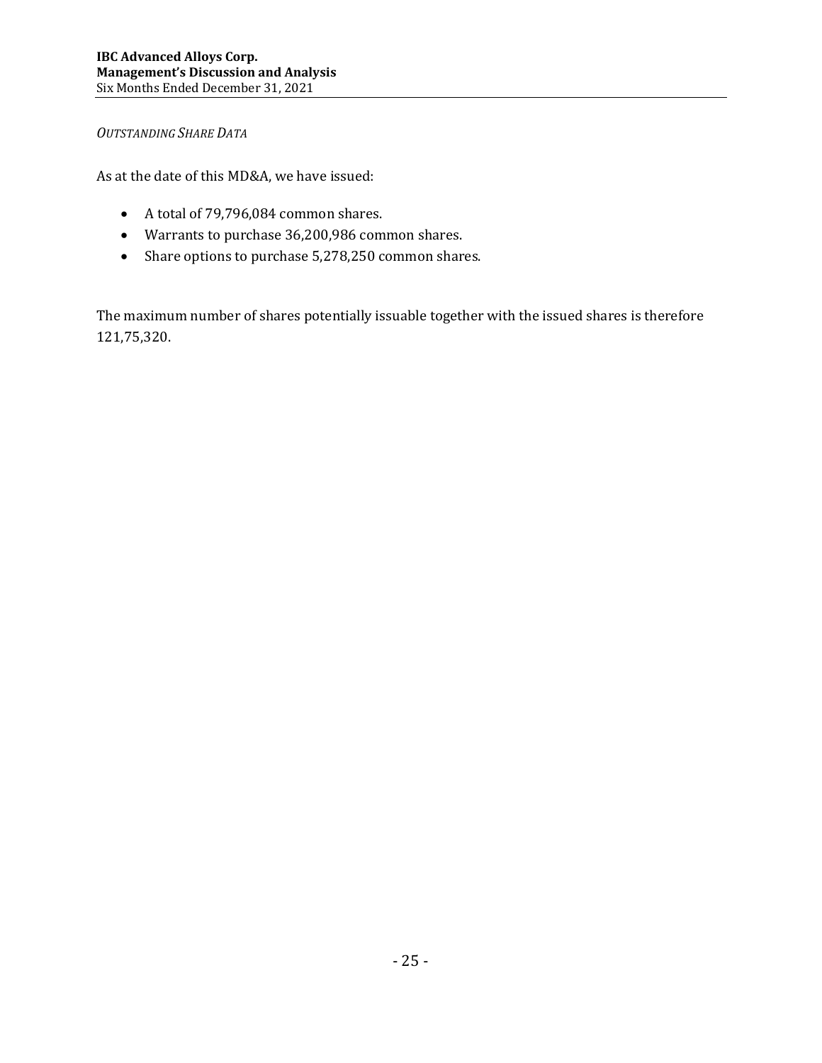*OUTSTANDING SHARE DATA*

As at the date of this MD&A, we have issued:

- A total of 79,796,084 common shares.
- Warrants to purchase 36,200,986 common shares.
- Share options to purchase 5,278,250 common shares.

The maximum number of shares potentially issuable together with the issued shares is therefore 121,75,320.